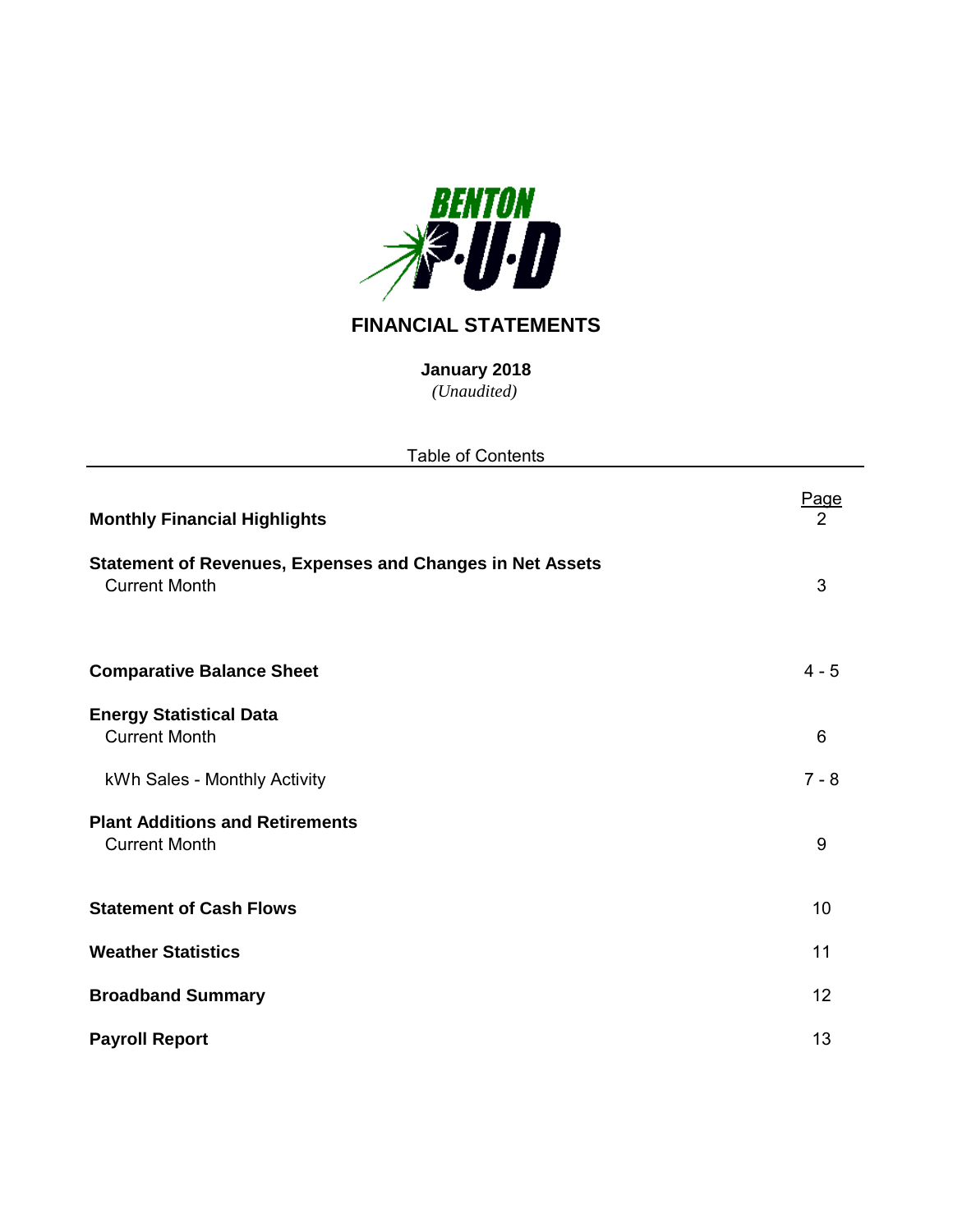BENTON P·U·D

# FINANCIAL STATEMENTS

**January 2018**

*(Unaudited)*

Table of Contents

| | Page |
|---|---|
| **Monthly Financial Highlights** | 2 |
| **Statement of Revenues, Expenses and Changes in Net Assets** | |
| Current Month | 3 |
| **Comparative Balance Sheet** | 4 - 5 |
| **Energy Statistical Data** | |
| Current Month | 6 |
| kWh Sales - Monthly Activity | 7 - 8 |
| **Plant Additions and Retirements** | |
| Current Month | 9 |
| **Statement of Cash Flows** | 10 |
| **Weather Statistics** | 11 |
| **Broadband Summary** | 12 |
| **Payroll Report** | 13 |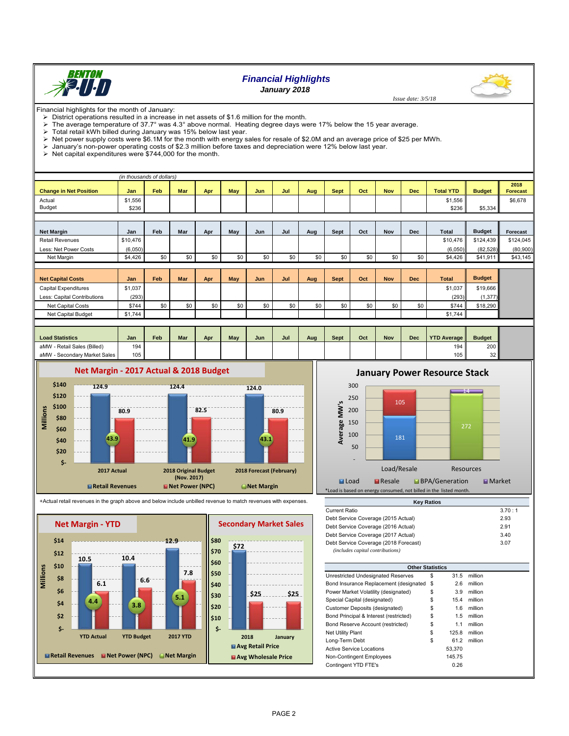# Financial Highlights
## January 2018

*Issue date: 3/5/18*

Financial highlights for the month of January:

- District operations resulted in a increase in net assets of $1.6 million for the month.
- The average temperature of 37.7° was 4.3° above normal. Heating degree days were 17% below the 15 year average.
- Total retail kWh billed during January was 15% below last year.
- Net power supply costs were $6.1M for the month with energy sales for resale of $2.0M and an average price of $25 per MWh.
- January's non-power operating costs of $2.3 million before taxes and depreciation were 12% below last year.
- Net capital expenditures were $744,000 for the month.

*(in thousands of dollars)*

| Change in Net Position | Jan | Feb | Mar | Apr | May | Jun | Jul | Aug | Sept | Oct | Nov | Dec | Total YTD | Budget | 2018 Forecast |
|---|---|---|---|---|---|---|---|---|---|---|---|---|---|---|---|
| Actual | $1,556 | | | | | | | | | | | | $1,556 | | $6,678 |
| Budget | $236 | | | | | | | | | | | | $236 | $5,334 | |

| Net Margin | Jan | Feb | Mar | Apr | May | Jun | Jul | Aug | Sept | Oct | Nov | Dec | Total | Budget | Forecast |
|---|---|---|---|---|---|---|---|---|---|---|---|---|---|---|---|
| Retail Revenues | $10,476 | | | | | | | | | | | | $10,476 | $124,439 | $124,045 |
| Less: Net Power Costs | (6,050) | | | | | | | | | | | | (6,050) | (82,528) | (80,900) |
| Net Margin | $4,426 | $0 | $0 | $0 | $0 | $0 | $0 | $0 | $0 | $0 | $0 | $0 | $4,426 | $41,911 | $43,145 |

| Net Capital Costs | Jan | Feb | Mar | Apr | May | Jun | Jul | Aug | Sept | Oct | Nov | Dec | Total | Budget |
|---|---|---|---|---|---|---|---|---|---|---|---|---|---|---|
| Capital Expenditures | $1,037 | | | | | | | | | | | | $1,037 | $19,666 |
| Less: Capital Contributions | (293) | | | | | | | | | | | | (293) | (1,377) |
| Net Capital Costs | $744 | $0 | $0 | $0 | $0 | $0 | $0 | $0 | $0 | $0 | $0 | $0 | $744 | $18,290 |
| Net Capital Budget | $1,744 | | | | | | | | | | | | $1,744 | |

| Load Statistics | Jan | Feb | Mar | Apr | May | Jun | Jul | Aug | Sept | Oct | Nov | Dec | YTD Average | Budget |
|---|---|---|---|---|---|---|---|---|---|---|---|---|---|---|
| aMW - Retail Sales (Billed) | 194 | | | | | | | | | | | | 194 | 200 |
| aMW - Secondary Market Sales | 105 | | | | | | | | | | | | 105 | 32 |

### Net Margin - 2017 Actual & 2018 Budget

(Millions)

| | Retail Revenues | Net Power (NPC) | Net Margin |
|---|---|---|---|
| 2017 Actual | 124.9 | 80.9 | 43.9 |
| 2018 Original Budget (Nov. 2017) | 124.4 | 82.5 | 41.9 |
| 2018 Forecast (February) | 124.0 | 80.9 | 43.1 |

### January Power Resource Stack

(Average MW's)

| | Load | Resale | BPA/Generation | Market |
|---|---|---|---|---|
| Load/Resale | 181 | 105 | | |
| Resources | | | 272 | 14 |

*Load is based on energy consumed, not billed in the listed month.

+Actual retail revenues in the graph above and below include unbilled revenue to match revenues with expenses.

### Net Margin - YTD

(Millions)

| | Retail Revenues | Net Power (NPC) | Net Margin |
|---|---|---|---|
| YTD Actual | 10.5 | 6.1 | 4.4 |
| YTD Budget | 10.4 | 6.6 | 3.8 |
| 2017 YTD | 12.9 | 7.8 | 5.1 |

### Secondary Market Sales

| | Avg Retail Price | Avg Wholesale Price |
|---|---|---|
| 2018 | $72 | $25 |
| January | | $25 |

| Key Ratios | |
|---|---|
| Current Ratio | 3.70 : 1 |
| Debt Service Coverage (2015 Actual) | 2.93 |
| Debt Service Coverage (2016 Actual) | 2.91 |
| Debt Service Coverage (2017 Actual) | 3.40 |
| Debt Service Coverage (2018 Forecast) | 3.07 |
| *(includes capital contributions)* | |

| Other Statistics | | | |
|---|---|---|---|
| Unrestricted Undesignated Reserves | $ | 31.5 | million |
| Bond Insurance Replacement (designated) | $ | 2.6 | million |
| Power Market Volatility (designated) | $ | 3.9 | million |
| Special Capital (designated) | $ | 15.4 | million |
| Customer Deposits (designated) | $ | 1.6 | million |
| Bond Principal & Interest (restricted) | $ | 1.5 | million |
| Bond Reserve Account (restricted) | $ | 1.1 | million |
| Net Utility Plant | $ | 125.8 | million |
| Long-Term Debt | $ | 61.2 | million |
| Active Service Locations | | 53,370 | |
| Non-Contingent Employees | | 145.75 | |
| Contingent YTD FTE's | | 0.26 | |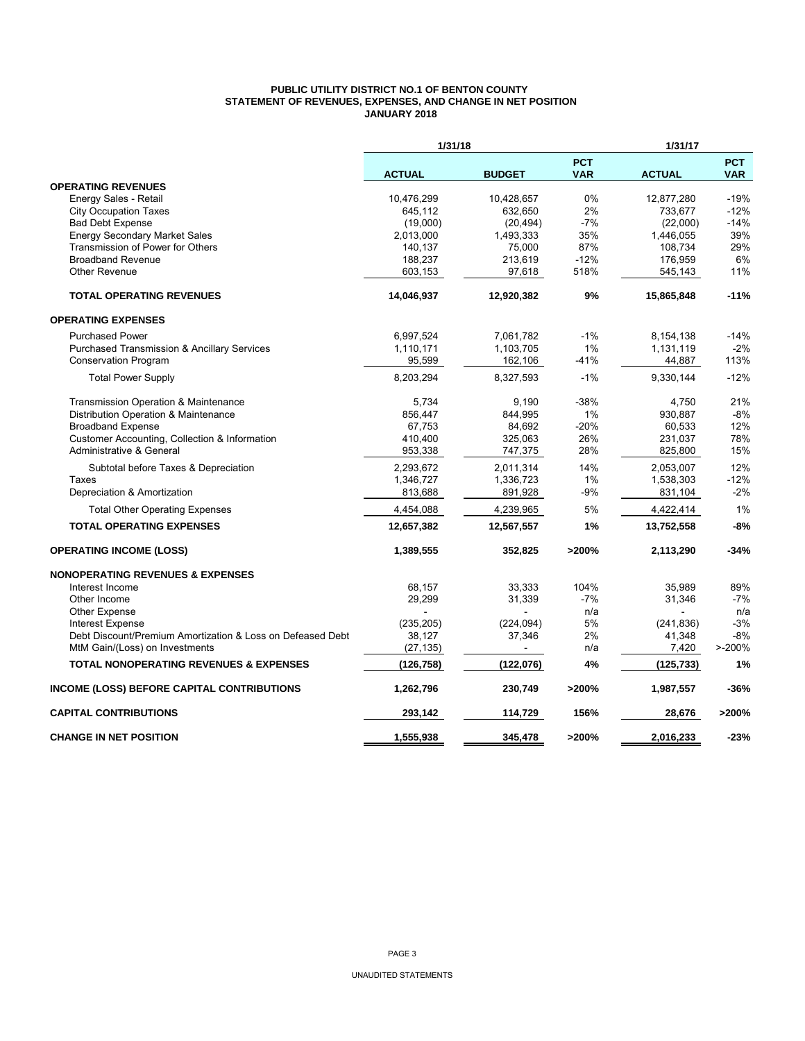# PUBLIC UTILITY DISTRICT NO.1 OF BENTON COUNTY
## STATEMENT OF REVENUES, EXPENSES, AND CHANGE IN NET POSITION
### JANUARY 2018

| | 1/31/18 | | | 1/31/17 | |
|---|---|---|---|---|---|
| | **ACTUAL** | **BUDGET** | **PCT VAR** | **ACTUAL** | **PCT VAR** |
| **OPERATING REVENUES** | | | | | |
| Energy Sales - Retail | 10,476,299 | 10,428,657 | 0% | 12,877,280 | -19% |
| City Occupation Taxes | 645,112 | 632,650 | 2% | 733,677 | -12% |
| Bad Debt Expense | (19,000) | (20,494) | -7% | (22,000) | -14% |
| Energy Secondary Market Sales | 2,013,000 | 1,493,333 | 35% | 1,446,055 | 39% |
| Transmission of Power for Others | 140,137 | 75,000 | 87% | 108,734 | 29% |
| Broadband Revenue | 188,237 | 213,619 | -12% | 176,959 | 6% |
| Other Revenue | 603,153 | 97,618 | 518% | 545,143 | 11% |
| **TOTAL OPERATING REVENUES** | **14,046,937** | **12,920,382** | **9%** | **15,865,848** | **-11%** |
| **OPERATING EXPENSES** | | | | | |
| Purchased Power | 6,997,524 | 7,061,782 | -1% | 8,154,138 | -14% |
| Purchased Transmission & Ancillary Services | 1,110,171 | 1,103,705 | 1% | 1,131,119 | -2% |
| Conservation Program | 95,599 | 162,106 | -41% | 44,887 | 113% |
| Total Power Supply | 8,203,294 | 8,327,593 | -1% | 9,330,144 | -12% |
| Transmission Operation & Maintenance | 5,734 | 9,190 | -38% | 4,750 | 21% |
| Distribution Operation & Maintenance | 856,447 | 844,995 | 1% | 930,887 | -8% |
| Broadband Expense | 67,753 | 84,692 | -20% | 60,533 | 12% |
| Customer Accounting, Collection & Information | 410,400 | 325,063 | 26% | 231,037 | 78% |
| Administrative & General | 953,338 | 747,375 | 28% | 825,800 | 15% |
| Subtotal before Taxes & Depreciation | 2,293,672 | 2,011,314 | 14% | 2,053,007 | 12% |
| Taxes | 1,346,727 | 1,336,723 | 1% | 1,538,303 | -12% |
| Depreciation & Amortization | 813,688 | 891,928 | -9% | 831,104 | -2% |
| Total Other Operating Expenses | 4,454,088 | 4,239,965 | 5% | 4,422,414 | 1% |
| **TOTAL OPERATING EXPENSES** | **12,657,382** | **12,567,557** | **1%** | **13,752,558** | **-8%** |
| **OPERATING INCOME (LOSS)** | **1,389,555** | **352,825** | **>200%** | **2,113,290** | **-34%** |
| **NONOPERATING REVENUES & EXPENSES** | | | | | |
| Interest Income | 68,157 | 33,333 | 104% | 35,989 | 89% |
| Other Income | 29,299 | 31,339 | -7% | 31,346 | -7% |
| Other Expense | - | - | n/a | - | n/a |
| Interest Expense | (235,205) | (224,094) | 5% | (241,836) | -3% |
| Debt Discount/Premium Amortization & Loss on Defeased Debt | 38,127 | 37,346 | 2% | 41,348 | -8% |
| MtM Gain/(Loss) on Investments | (27,135) | - | n/a | 7,420 | >-200% |
| **TOTAL NONOPERATING REVENUES & EXPENSES** | **(126,758)** | **(122,076)** | **4%** | **(125,733)** | **1%** |
| **INCOME (LOSS) BEFORE CAPITAL CONTRIBUTIONS** | **1,262,796** | **230,749** | **>200%** | **1,987,557** | **-36%** |
| **CAPITAL CONTRIBUTIONS** | **293,142** | **114,729** | **156%** | **28,676** | **>200%** |
| **CHANGE IN NET POSITION** | **1,555,938** | **345,478** | **>200%** | **2,016,233** | **-23%** |

UNAUDITED STATEMENTS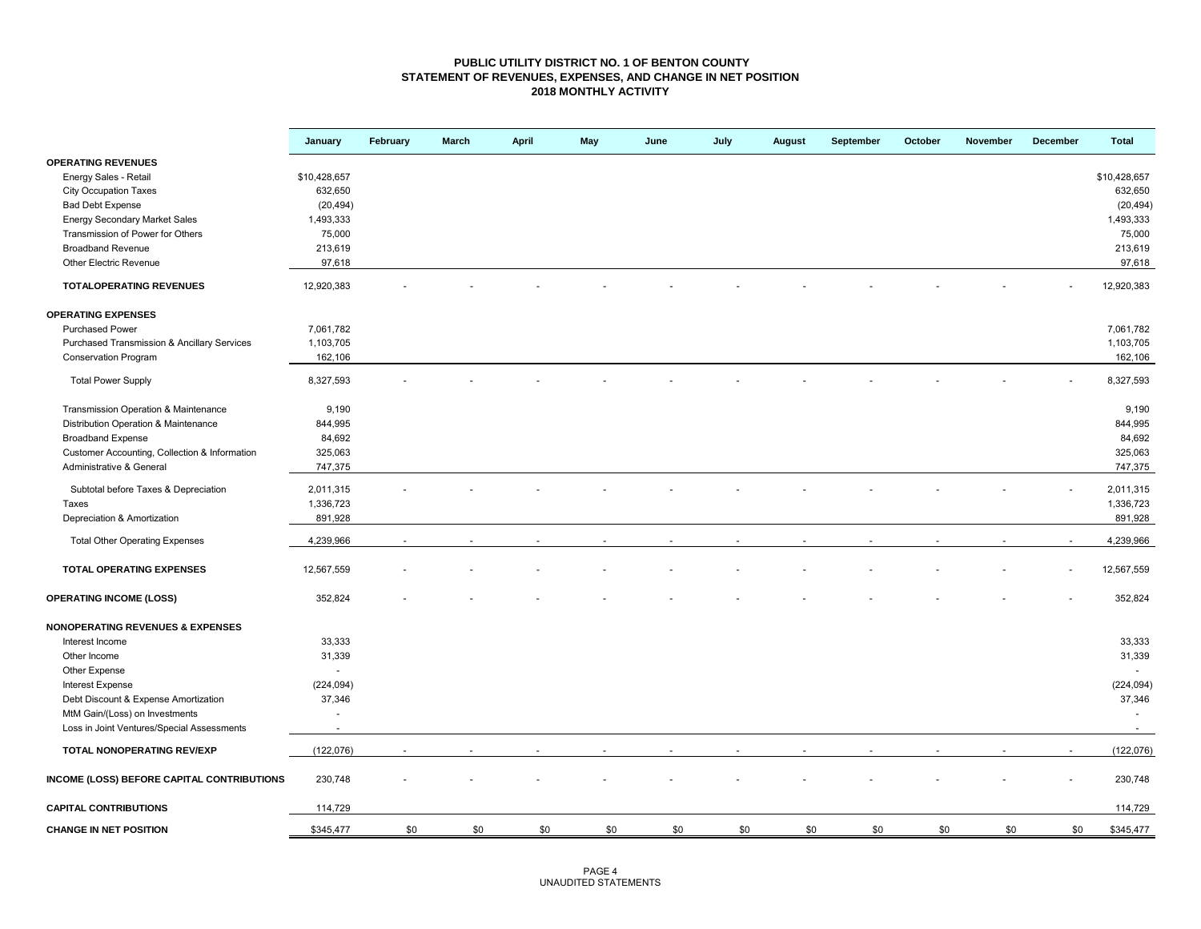# PUBLIC UTILITY DISTRICT NO. 1 OF BENTON COUNTY
## STATEMENT OF REVENUES, EXPENSES, AND CHANGE IN NET POSITION
### 2018 MONTHLY ACTIVITY

| | January | February | March | April | May | June | July | August | September | October | November | December | Total |
|---|---|---|---|---|---|---|---|---|---|---|---|---|---|
| **OPERATING REVENUES** | | | | | | | | | | | | | |
| Energy Sales - Retail | $10,428,657 | | | | | | | | | | | | $10,428,657 |
| City Occupation Taxes | 632,650 | | | | | | | | | | | | 632,650 |
| Bad Debt Expense | (20,494) | | | | | | | | | | | | (20,494) |
| Energy Secondary Market Sales | 1,493,333 | | | | | | | | | | | | 1,493,333 |
| Transmission of Power for Others | 75,000 | | | | | | | | | | | | 75,000 |
| Broadband Revenue | 213,619 | | | | | | | | | | | | 213,619 |
| Other Electric Revenue | 97,618 | | | | | | | | | | | | 97,618 |
| **TOTALOPERATING REVENUES** | 12,920,383 | - | - | - | - | - | - | - | - | - | - | - | 12,920,383 |
| **OPERATING EXPENSES** | | | | | | | | | | | | | |
| Purchased Power | 7,061,782 | | | | | | | | | | | | 7,061,782 |
| Purchased Transmission & Ancillary Services | 1,103,705 | | | | | | | | | | | | 1,103,705 |
| Conservation Program | 162,106 | | | | | | | | | | | | 162,106 |
| Total Power Supply | 8,327,593 | - | - | - | - | - | - | - | - | - | - | - | 8,327,593 |
| Transmission Operation & Maintenance | 9,190 | | | | | | | | | | | | 9,190 |
| Distribution Operation & Maintenance | 844,995 | | | | | | | | | | | | 844,995 |
| Broadband Expense | 84,692 | | | | | | | | | | | | 84,692 |
| Customer Accounting, Collection & Information | 325,063 | | | | | | | | | | | | 325,063 |
| Administrative & General | 747,375 | | | | | | | | | | | | 747,375 |
| Subtotal before Taxes & Depreciation | 2,011,315 | - | - | - | - | - | - | - | - | - | - | - | 2,011,315 |
| Taxes | 1,336,723 | | | | | | | | | | | | 1,336,723 |
| Depreciation & Amortization | 891,928 | | | | | | | | | | | | 891,928 |
| Total Other Operating Expenses | 4,239,966 | - | - | - | - | - | - | - | - | - | - | - | 4,239,966 |
| **TOTAL OPERATING EXPENSES** | 12,567,559 | - | - | - | - | - | - | - | - | - | - | - | 12,567,559 |
| **OPERATING INCOME (LOSS)** | 352,824 | - | - | - | - | - | - | - | - | - | - | - | 352,824 |
| **NONOPERATING REVENUES & EXPENSES** | | | | | | | | | | | | | |
| Interest Income | 33,333 | | | | | | | | | | | | 33,333 |
| Other Income | 31,339 | | | | | | | | | | | | 31,339 |
| Other Expense | - | | | | | | | | | | | | - |
| Interest Expense | (224,094) | | | | | | | | | | | | (224,094) |
| Debt Discount & Expense Amortization | 37,346 | | | | | | | | | | | | 37,346 |
| MtM Gain/(Loss) on Investments | - | | | | | | | | | | | | - |
| Loss in Joint Ventures/Special Assessments | - | | | | | | | | | | | | - |
| **TOTAL NONOPERATING REV/EXP** | (122,076) | - | - | - | - | - | - | - | - | - | - | - | (122,076) |
| **INCOME (LOSS) BEFORE CAPITAL CONTRIBUTIONS** | 230,748 | - | - | - | - | - | - | - | - | - | - | - | 230,748 |
| **CAPITAL CONTRIBUTIONS** | 114,729 | | | | | | | | | | | | 114,729 |
| **CHANGE IN NET POSITION** | $345,477 | $0 | $0 | $0 | $0 | $0 | $0 | $0 | $0 | $0 | $0 | $0 | $345,477 |

UNAUDITED STATEMENTS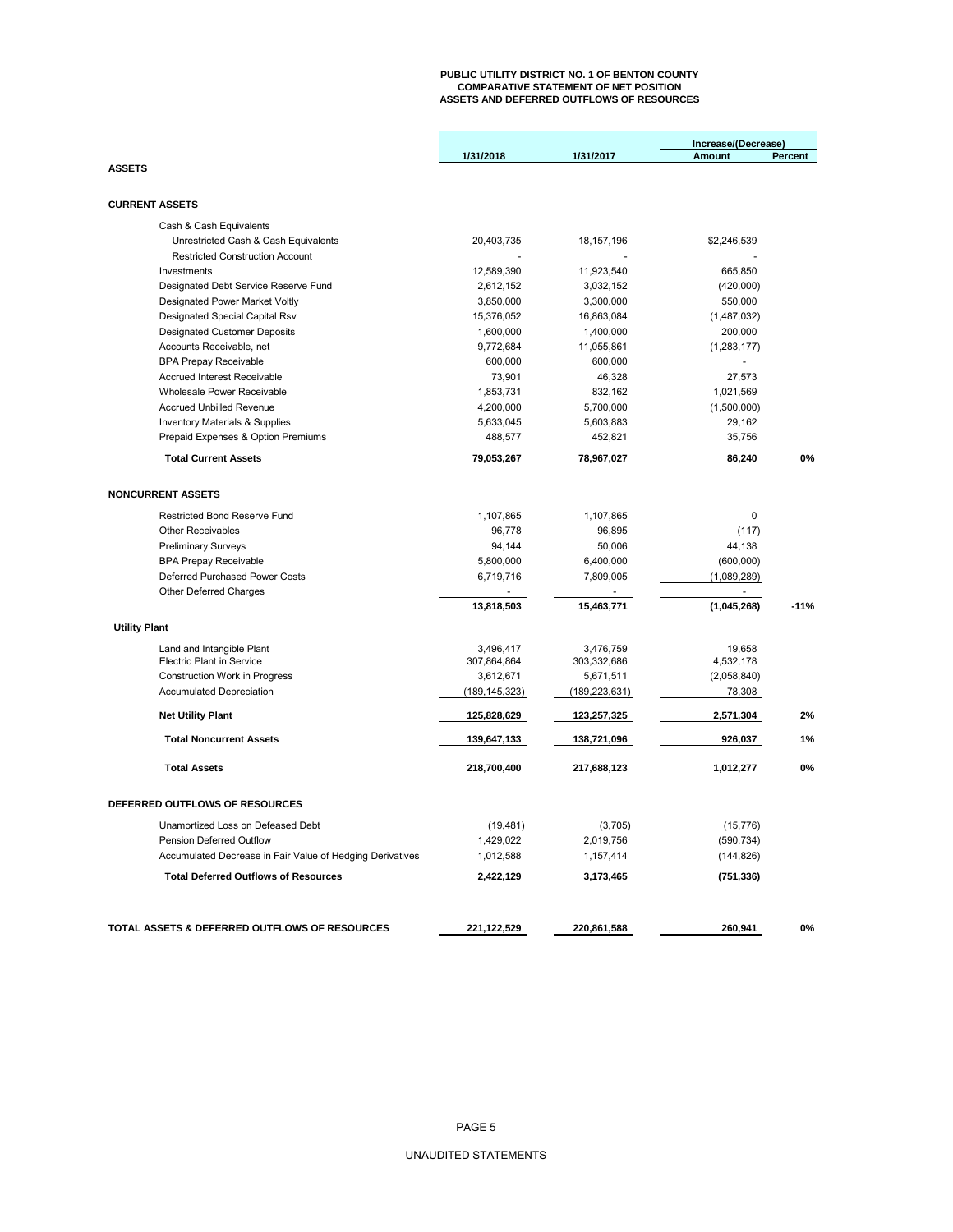# PUBLIC UTILITY DISTRICT NO. 1 OF BENTON COUNTY
## COMPARATIVE STATEMENT OF NET POSITION
## ASSETS AND DEFERRED OUTFLOWS OF RESOURCES

| | 1/31/2018 | 1/31/2017 | Increase/(Decrease) Amount | Percent |
|---|---|---|---|---|
| **ASSETS** | | | | |
| **CURRENT ASSETS** | | | | |
| Cash & Cash Equivalents | | | | |
| Unrestricted Cash & Cash Equivalents | 20,403,735 | 18,157,196 | $2,246,539 | |
| Restricted Construction Account | - | - | - | |
| Investments | 12,589,390 | 11,923,540 | 665,850 | |
| Designated Debt Service Reserve Fund | 2,612,152 | 3,032,152 | (420,000) | |
| Designated Power Market Voltly | 3,850,000 | 3,300,000 | 550,000 | |
| Designated Special Capital Rsv | 15,376,052 | 16,863,084 | (1,487,032) | |
| Designated Customer Deposits | 1,600,000 | 1,400,000 | 200,000 | |
| Accounts Receivable, net | 9,772,684 | 11,055,861 | (1,283,177) | |
| BPA Prepay Receivable | 600,000 | 600,000 | - | |
| Accrued Interest Receivable | 73,901 | 46,328 | 27,573 | |
| Wholesale Power Receivable | 1,853,731 | 832,162 | 1,021,569 | |
| Accrued Unbilled Revenue | 4,200,000 | 5,700,000 | (1,500,000) | |
| Inventory Materials & Supplies | 5,633,045 | 5,603,883 | 29,162 | |
| Prepaid Expenses & Option Premiums | 488,577 | 452,821 | 35,756 | |
| **Total Current Assets** | **79,053,267** | **78,967,027** | **86,240** | **0%** |
| **NONCURRENT ASSETS** | | | | |
| Restricted Bond Reserve Fund | 1,107,865 | 1,107,865 | 0 | |
| Other Receivables | 96,778 | 96,895 | (117) | |
| Preliminary Surveys | 94,144 | 50,006 | 44,138 | |
| BPA Prepay Receivable | 5,800,000 | 6,400,000 | (600,000) | |
| Deferred Purchased Power Costs | 6,719,716 | 7,809,005 | (1,089,289) | |
| Other Deferred Charges | - | - | - | |
| | **13,818,503** | **15,463,771** | **(1,045,268)** | **-11%** |
| **Utility Plant** | | | | |
| Land and Intangible Plant | 3,496,417 | 3,476,759 | 19,658 | |
| Electric Plant in Service | 307,864,864 | 303,332,686 | 4,532,178 | |
| Construction Work in Progress | 3,612,671 | 5,671,511 | (2,058,840) | |
| Accumulated Depreciation | (189,145,323) | (189,223,631) | 78,308 | |
| **Net Utility Plant** | **125,828,629** | **123,257,325** | **2,571,304** | **2%** |
| **Total Noncurrent Assets** | **139,647,133** | **138,721,096** | **926,037** | **1%** |
| **Total Assets** | **218,700,400** | **217,688,123** | **1,012,277** | **0%** |
| **DEFERRED OUTFLOWS OF RESOURCES** | | | | |
| Unamortized Loss on Defeased Debt | (19,481) | (3,705) | (15,776) | |
| Pension Deferred Outflow | 1,429,022 | 2,019,756 | (590,734) | |
| Accumulated Decrease in Fair Value of Hedging Derivatives | 1,012,588 | 1,157,414 | (144,826) | |
| **Total Deferred Outflows of Resources** | **2,422,129** | **3,173,465** | **(751,336)** | |
| **TOTAL ASSETS & DEFERRED OUTFLOWS OF RESOURCES** | **221,122,529** | **220,861,588** | **260,941** | **0%** |

UNAUDITED STATEMENTS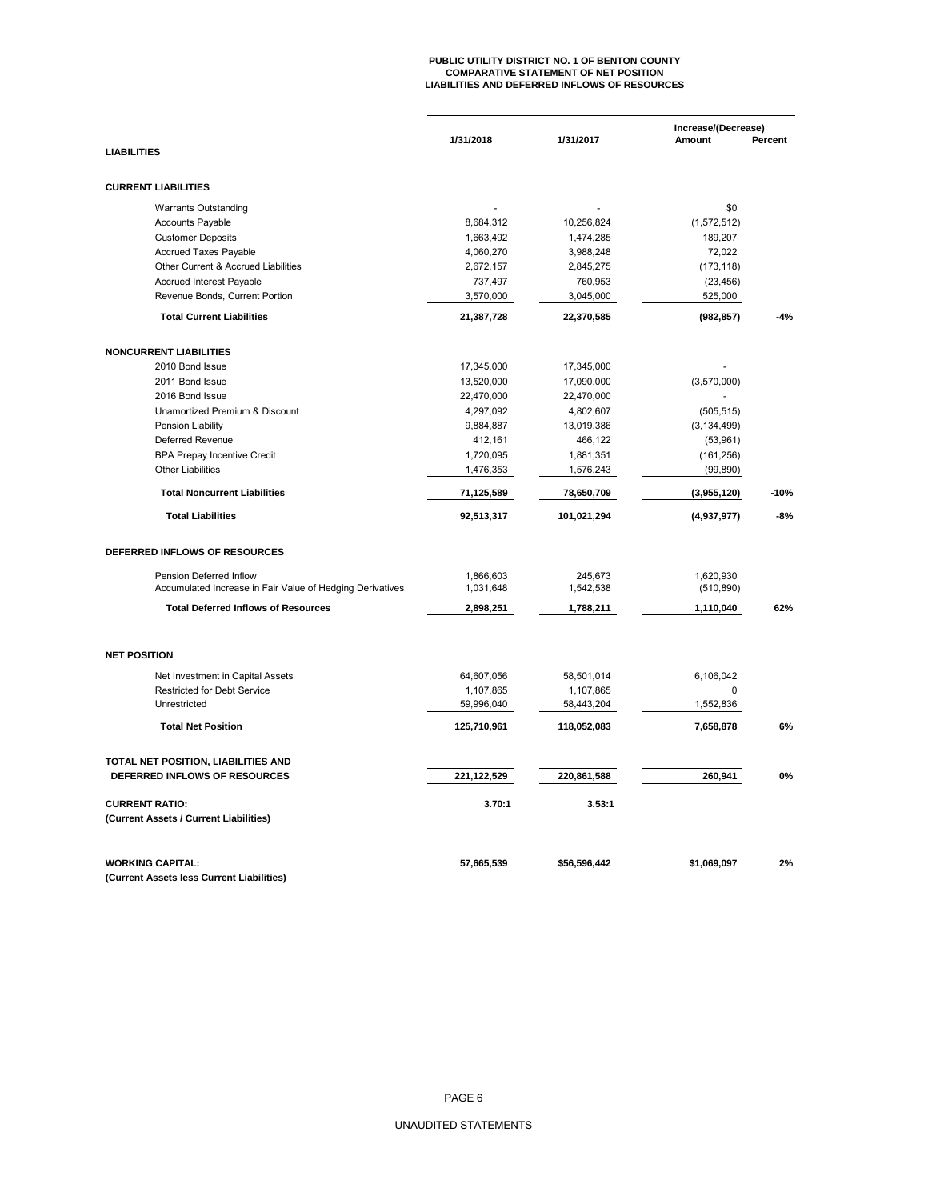# PUBLIC UTILITY DISTRICT NO. 1 OF BENTON COUNTY
## COMPARATIVE STATEMENT OF NET POSITION
## LIABILITIES AND DEFERRED INFLOWS OF RESOURCES

| | 1/31/2018 | 1/31/2017 | Increase/(Decrease) Amount | Percent |
|---|---|---|---|---|
| **LIABILITIES** | | | | |
| **CURRENT LIABILITIES** | | | | |
| Warrants Outstanding | - | - | $0 | |
| Accounts Payable | 8,684,312 | 10,256,824 | (1,572,512) | |
| Customer Deposits | 1,663,492 | 1,474,285 | 189,207 | |
| Accrued Taxes Payable | 4,060,270 | 3,988,248 | 72,022 | |
| Other Current & Accrued Liabilities | 2,672,157 | 2,845,275 | (173,118) | |
| Accrued Interest Payable | 737,497 | 760,953 | (23,456) | |
| Revenue Bonds, Current Portion | 3,570,000 | 3,045,000 | 525,000 | |
| **Total Current Liabilities** | **21,387,728** | **22,370,585** | **(982,857)** | **-4%** |
| **NONCURRENT LIABILITIES** | | | | |
| 2010 Bond Issue | 17,345,000 | 17,345,000 | - | |
| 2011 Bond Issue | 13,520,000 | 17,090,000 | (3,570,000) | |
| 2016 Bond Issue | 22,470,000 | 22,470,000 | - | |
| Unamortized Premium & Discount | 4,297,092 | 4,802,607 | (505,515) | |
| Pension Liability | 9,884,887 | 13,019,386 | (3,134,499) | |
| Deferred Revenue | 412,161 | 466,122 | (53,961) | |
| BPA Prepay Incentive Credit | 1,720,095 | 1,881,351 | (161,256) | |
| Other Liabilities | 1,476,353 | 1,576,243 | (99,890) | |
| **Total Noncurrent Liabilities** | **71,125,589** | **78,650,709** | **(3,955,120)** | **-10%** |
| **Total Liabilities** | **92,513,317** | **101,021,294** | **(4,937,977)** | **-8%** |
| **DEFERRED INFLOWS OF RESOURCES** | | | | |
| Pension Deferred Inflow | 1,866,603 | 245,673 | 1,620,930 | |
| Accumulated Increase in Fair Value of Hedging Derivatives | 1,031,648 | 1,542,538 | (510,890) | |
| **Total Deferred Inflows of Resources** | **2,898,251** | **1,788,211** | **1,110,040** | **62%** |
| **NET POSITION** | | | | |
| Net Investment in Capital Assets | 64,607,056 | 58,501,014 | 6,106,042 | |
| Restricted for Debt Service | 1,107,865 | 1,107,865 | 0 | |
| Unrestricted | 59,996,040 | 58,443,204 | 1,552,836 | |
| **Total Net Position** | **125,710,961** | **118,052,083** | **7,658,878** | **6%** |
| **TOTAL NET POSITION, LIABILITIES AND DEFERRED INFLOWS OF RESOURCES** | **221,122,529** | **220,861,588** | **260,941** | **0%** |
| **CURRENT RATIO:** **(Current Assets / Current Liabilities)** | **3.70:1** | **3.53:1** | | |
| **WORKING CAPITAL:** **(Current Assets less Current Liabilities)** | **57,665,539** | **$56,596,442** | **$1,069,097** | **2%** |

UNAUDITED STATEMENTS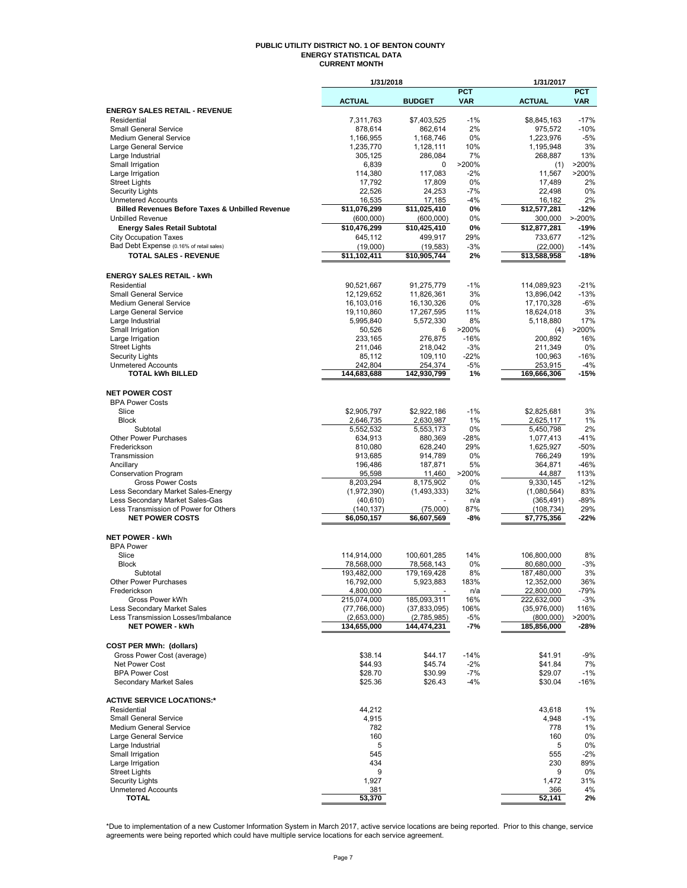# PUBLIC UTILITY DISTRICT NO. 1 OF BENTON COUNTY
## ENERGY STATISTICAL DATA
### CURRENT MONTH

| | 1/31/2018 | | | 1/31/2017 | |
|---|---|---|---|---|---|
| | ACTUAL | BUDGET | PCT VAR | ACTUAL | PCT VAR |
| **ENERGY SALES RETAIL - REVENUE** | | | | | |
| Residential | 7,311,763 | $7,403,525 | -1% | $8,845,163 | -17% |
| Small General Service | 878,614 | 862,614 | 2% | 975,572 | -10% |
| Medium General Service | 1,166,955 | 1,168,746 | 0% | 1,223,976 | -5% |
| Large General Service | 1,235,770 | 1,128,111 | 10% | 1,195,948 | 3% |
| Large Industrial | 305,125 | 286,084 | 7% | 268,887 | 13% |
| Small Irrigation | 6,839 | 0 | >200% | (1) | >200% |
| Large Irrigation | 114,380 | 117,083 | -2% | 11,567 | >200% |
| Street Lights | 17,792 | 17,809 | 0% | 17,489 | 2% |
| Security Lights | 22,526 | 24,253 | -7% | 22,498 | 0% |
| Unmetered Accounts | 16,535 | 17,185 | -4% | 16,182 | 2% |
| **Billed Revenues Before Taxes & Unbilled Revenue** | **$11,076,299** | **$11,025,410** | **0%** | **$12,577,281** | **-12%** |
| Unbilled Revenue | (600,000) | (600,000) | 0% | 300,000 | >-200% |
| **Energy Sales Retail Subtotal** | **$10,476,299** | **$10,425,410** | **0%** | **$12,877,281** | **-19%** |
| City Occupation Taxes | 645,112 | 499,917 | 29% | 733,677 | -12% |
| Bad Debt Expense (0.16% of retail sales) | (19,000) | (19,583) | -3% | (22,000) | -14% |
| **TOTAL SALES - REVENUE** | **$11,102,411** | **$10,905,744** | **2%** | **$13,588,958** | **-18%** |
| **ENERGY SALES RETAIL - kWh** | | | | | |
| Residential | 90,521,667 | 91,275,779 | -1% | 114,089,923 | -21% |
| Small General Service | 12,129,652 | 11,826,361 | 3% | 13,896,042 | -13% |
| Medium General Service | 16,103,016 | 16,130,326 | 0% | 17,170,328 | -6% |
| Large General Service | 19,110,860 | 17,267,595 | 11% | 18,624,018 | 3% |
| Large Industrial | 5,995,840 | 5,572,330 | 8% | 5,118,880 | 17% |
| Small Irrigation | 50,526 | 6 | >200% | (4) | >200% |
| Large Irrigation | 233,165 | 276,875 | -16% | 200,892 | 16% |
| Street Lights | 211,046 | 218,042 | -3% | 211,349 | 0% |
| Security Lights | 85,112 | 109,110 | -22% | 100,963 | -16% |
| Unmetered Accounts | 242,804 | 254,374 | -5% | 253,915 | -4% |
| **TOTAL kWh BILLED** | **144,683,688** | **142,930,799** | **1%** | **169,666,306** | **-15%** |
| **NET POWER COST** | | | | | |
| BPA Power Costs | | | | | |
| Slice | $2,905,797 | $2,922,186 | -1% | $2,825,681 | 3% |
| Block | 2,646,735 | 2,630,987 | 1% | 2,625,117 | 1% |
| Subtotal | 5,552,532 | 5,553,173 | 0% | 5,450,798 | 2% |
| Other Power Purchases | 634,913 | 880,369 | -28% | 1,077,413 | -41% |
| Frederickson | 810,080 | 628,240 | 29% | 1,625,927 | -50% |
| Transmission | 913,685 | 914,789 | 0% | 766,249 | 19% |
| Ancillary | 196,486 | 187,871 | 5% | 364,871 | -46% |
| Conservation Program | 95,598 | 11,460 | >200% | 44,887 | 113% |
| Gross Power Costs | 8,203,294 | 8,175,902 | 0% | 9,330,145 | -12% |
| Less Secondary Market Sales-Energy | (1,972,390) | (1,493,333) | 32% | (1,080,564) | 83% |
| Less Secondary Market Sales-Gas | (40,610) | - | n/a | (365,491) | -89% |
| Less Transmission of Power for Others | (140,137) | (75,000) | 87% | (108,734) | 29% |
| **NET POWER COSTS** | **$6,050,157** | **$6,607,569** | **-8%** | **$7,775,356** | **-22%** |
| **NET POWER - kWh** | | | | | |
| BPA Power | | | | | |
| Slice | 114,914,000 | 100,601,285 | 14% | 106,800,000 | 8% |
| Block | 78,568,000 | 78,568,143 | 0% | 80,680,000 | -3% |
| Subtotal | 193,482,000 | 179,169,428 | 8% | 187,480,000 | 3% |
| Other Power Purchases | 16,792,000 | 5,923,883 | 183% | 12,352,000 | 36% |
| Frederickson | 4,800,000 | - | n/a | 22,800,000 | -79% |
| Gross Power kWh | 215,074,000 | 185,093,311 | 16% | 222,632,000 | -3% |
| Less Secondary Market Sales | (77,766,000) | (37,833,095) | 106% | (35,976,000) | 116% |
| Less Transmission Losses/Imbalance | (2,653,000) | (2,785,985) | -5% | (800,000) | >200% |
| **NET POWER - kWh** | **134,655,000** | **144,474,231** | **-7%** | **185,856,000** | **-28%** |
| **COST PER MWh: (dollars)** | | | | | |
| Gross Power Cost (average) | $38.14 | $44.17 | -14% | $41.91 | -9% |
| Net Power Cost | $44.93 | $45.74 | -2% | $41.84 | 7% |
| BPA Power Cost | $28.70 | $30.99 | -7% | $29.07 | -1% |
| Secondary Market Sales | $25.36 | $26.43 | -4% | $30.04 | -16% |
| **ACTIVE SERVICE LOCATIONS:*** | | | | | |
| Residential | 44,212 | | | 43,618 | 1% |
| Small General Service | 4,915 | | | 4,948 | -1% |
| Medium General Service | 782 | | | 778 | 1% |
| Large General Service | 160 | | | 160 | 0% |
| Large Industrial | 5 | | | 5 | 0% |
| Small Irrigation | 545 | | | 555 | -2% |
| Large Irrigation | 434 | | | 230 | 89% |
| Street Lights | 9 | | | 9 | 0% |
| Security Lights | 1,927 | | | 1,472 | 31% |
| Unmetered Accounts | 381 | | | 366 | 4% |
| **TOTAL** | **53,370** | | | **52,141** | **2%** |

*Due to implementation of a new Customer Information System in March 2017, active service locations are being reported. Prior to this change, service agreements were being reported which could have multiple service locations for each service agreement.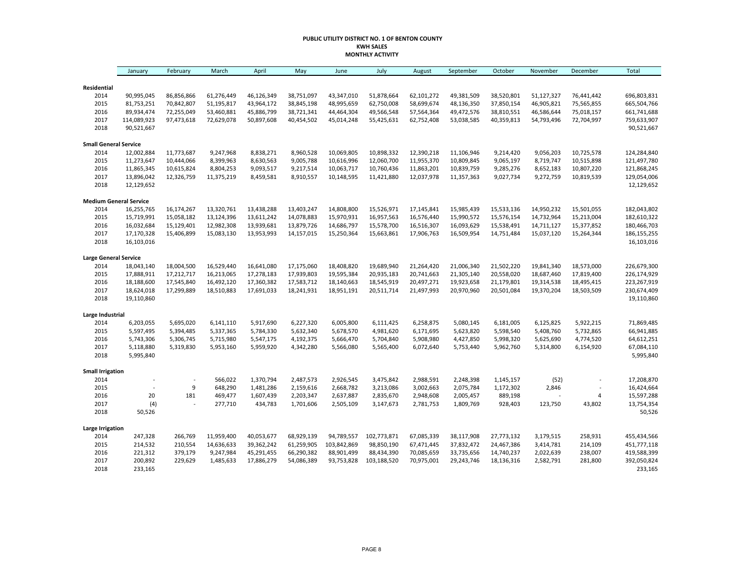**PUBLIC UTILITY DISTRICT NO. 1 OF BENTON COUNTY**
**KWH SALES**
**MONTHLY ACTIVITY**

| | January | February | March | April | May | June | July | August | September | October | November | December | Total |
|---|---|---|---|---|---|---|---|---|---|---|---|---|---|
| **Residential** | | | | | | | | | | | | | |
| 2014 | 90,995,045 | 86,856,866 | 61,276,449 | 46,126,349 | 38,751,097 | 43,347,010 | 51,878,664 | 62,101,272 | 49,381,509 | 38,520,801 | 51,127,327 | 76,441,442 | 696,803,831 |
| 2015 | 81,753,251 | 70,842,807 | 51,195,817 | 43,964,172 | 38,845,198 | 48,995,659 | 62,750,008 | 58,699,674 | 48,136,350 | 37,850,154 | 46,905,821 | 75,565,855 | 665,504,766 |
| 2016 | 89,934,474 | 72,255,049 | 53,460,881 | 45,886,799 | 38,721,341 | 44,464,304 | 49,566,548 | 57,564,364 | 49,472,576 | 38,810,551 | 46,586,644 | 75,018,157 | 661,741,688 |
| 2017 | 114,089,923 | 97,473,618 | 72,629,078 | 50,897,608 | 40,454,502 | 45,014,248 | 55,425,631 | 62,752,408 | 53,038,585 | 40,359,813 | 54,793,496 | 72,704,997 | 759,633,907 |
| 2018 | 90,521,667 | | | | | | | | | | | | 90,521,667 |
| **Small General Service** | | | | | | | | | | | | | |
| 2014 | 12,002,884 | 11,773,687 | 9,247,968 | 8,838,271 | 8,960,528 | 10,069,805 | 10,898,332 | 12,390,218 | 11,106,946 | 9,214,420 | 9,056,203 | 10,725,578 | 124,284,840 |
| 2015 | 11,273,647 | 10,444,066 | 8,399,963 | 8,630,563 | 9,005,788 | 10,616,996 | 12,060,700 | 11,955,370 | 10,809,845 | 9,065,197 | 8,719,747 | 10,515,898 | 121,497,780 |
| 2016 | 11,865,345 | 10,615,824 | 8,804,253 | 9,093,517 | 9,217,514 | 10,063,717 | 10,760,436 | 11,863,201 | 10,839,759 | 9,285,276 | 8,652,183 | 10,807,220 | 121,868,245 |
| 2017 | 13,896,042 | 12,326,759 | 11,375,219 | 8,459,581 | 8,910,557 | 10,148,595 | 11,421,880 | 12,037,978 | 11,357,363 | 9,027,734 | 9,272,759 | 10,819,539 | 129,054,006 |
| 2018 | 12,129,652 | | | | | | | | | | | | 12,129,652 |
| **Medium General Service** | | | | | | | | | | | | | |
| 2014 | 16,255,765 | 16,174,267 | 13,320,761 | 13,438,288 | 13,403,247 | 14,808,800 | 15,526,971 | 17,145,841 | 15,985,439 | 15,533,136 | 14,950,232 | 15,501,055 | 182,043,802 |
| 2015 | 15,719,991 | 15,058,182 | 13,124,396 | 13,611,242 | 14,078,883 | 15,970,931 | 16,957,563 | 16,576,440 | 15,990,572 | 15,576,154 | 14,732,964 | 15,213,004 | 182,610,322 |
| 2016 | 16,032,684 | 15,129,401 | 12,982,308 | 13,939,681 | 13,879,726 | 14,686,797 | 15,578,700 | 16,516,307 | 16,093,629 | 15,538,491 | 14,711,127 | 15,377,852 | 180,466,703 |
| 2017 | 17,170,328 | 15,406,899 | 15,083,130 | 13,953,993 | 14,157,015 | 15,250,364 | 15,663,861 | 17,906,763 | 16,509,954 | 14,751,484 | 15,037,120 | 15,264,344 | 186,155,255 |
| 2018 | 16,103,016 | | | | | | | | | | | | 16,103,016 |
| **Large General Service** | | | | | | | | | | | | | |
| 2014 | 18,043,140 | 18,004,500 | 16,529,440 | 16,641,080 | 17,175,060 | 18,408,820 | 19,689,940 | 21,264,420 | 21,006,340 | 21,502,220 | 19,841,340 | 18,573,000 | 226,679,300 |
| 2015 | 17,888,911 | 17,212,717 | 16,213,065 | 17,278,183 | 17,939,803 | 19,595,384 | 20,935,183 | 20,741,663 | 21,305,140 | 20,558,020 | 18,687,460 | 17,819,400 | 226,174,929 |
| 2016 | 18,188,600 | 17,545,840 | 16,492,120 | 17,360,382 | 17,583,712 | 18,140,663 | 18,545,919 | 20,497,271 | 19,923,658 | 21,179,801 | 19,314,538 | 18,495,415 | 223,267,919 |
| 2017 | 18,624,018 | 17,299,889 | 18,510,883 | 17,691,033 | 18,241,931 | 18,951,191 | 20,511,714 | 21,497,993 | 20,970,960 | 20,501,084 | 19,370,204 | 18,503,509 | 230,674,409 |
| 2018 | 19,110,860 | | | | | | | | | | | | 19,110,860 |
| **Large Industrial** | | | | | | | | | | | | | |
| 2014 | 6,203,055 | 5,695,020 | 6,141,110 | 5,917,690 | 6,227,320 | 6,005,800 | 6,111,425 | 6,258,875 | 5,080,145 | 6,181,005 | 6,125,825 | 5,922,215 | 71,869,485 |
| 2015 | 5,597,495 | 5,394,485 | 5,337,365 | 5,784,330 | 5,632,340 | 5,678,570 | 4,981,620 | 6,171,695 | 5,623,820 | 5,598,540 | 5,408,760 | 5,732,865 | 66,941,885 |
| 2016 | 5,743,306 | 5,306,745 | 5,715,980 | 5,547,175 | 4,192,375 | 5,666,470 | 5,704,840 | 5,908,980 | 4,427,850 | 5,998,320 | 5,625,690 | 4,774,520 | 64,612,251 |
| 2017 | 5,118,880 | 5,319,830 | 5,953,160 | 5,959,920 | 4,342,280 | 5,566,080 | 5,565,400 | 6,072,640 | 5,753,440 | 5,962,760 | 5,314,800 | 6,154,920 | 67,084,110 |
| 2018 | 5,995,840 | | | | | | | | | | | | 5,995,840 |
| **Small Irrigation** | | | | | | | | | | | | | |
| 2014 | - | - | 566,022 | 1,370,794 | 2,487,573 | 2,926,545 | 3,475,842 | 2,988,591 | 2,248,398 | 1,145,157 | (52) | - | 17,208,870 |
| 2015 | - | 9 | 648,290 | 1,481,286 | 2,159,616 | 2,668,782 | 3,213,086 | 3,002,663 | 2,075,784 | 1,172,302 | 2,846 | - | 16,424,664 |
| 2016 | 20 | 181 | 469,477 | 1,607,439 | 2,203,347 | 2,637,887 | 2,835,670 | 2,948,608 | 2,005,457 | 889,198 | - | 4 | 15,597,288 |
| 2017 | (4) | - | 277,710 | 434,783 | 1,701,606 | 2,505,109 | 3,147,673 | 2,781,753 | 1,809,769 | 928,403 | 123,750 | 43,802 | 13,754,354 |
| 2018 | 50,526 | | | | | | | | | | | | 50,526 |
| **Large Irrigation** | | | | | | | | | | | | | |
| 2014 | 247,328 | 266,769 | 11,959,400 | 40,053,677 | 68,929,139 | 94,789,557 | 102,773,871 | 67,085,339 | 38,117,908 | 27,773,132 | 3,179,515 | 258,931 | 455,434,566 |
| 2015 | 214,532 | 210,554 | 14,636,633 | 39,362,242 | 61,259,905 | 103,842,869 | 98,850,190 | 67,471,445 | 37,832,472 | 24,467,386 | 3,414,781 | 214,109 | 451,777,118 |
| 2016 | 221,312 | 379,179 | 9,247,984 | 45,291,455 | 66,290,382 | 88,901,499 | 88,434,390 | 70,085,659 | 33,735,656 | 14,740,237 | 2,022,639 | 238,007 | 419,588,399 |
| 2017 | 200,892 | 229,629 | 1,485,633 | 17,886,279 | 54,086,389 | 93,753,828 | 103,188,520 | 70,975,001 | 29,243,746 | 18,136,316 | 2,582,791 | 281,800 | 392,050,824 |
| 2018 | 233,165 | | | | | | | | | | | | 233,165 |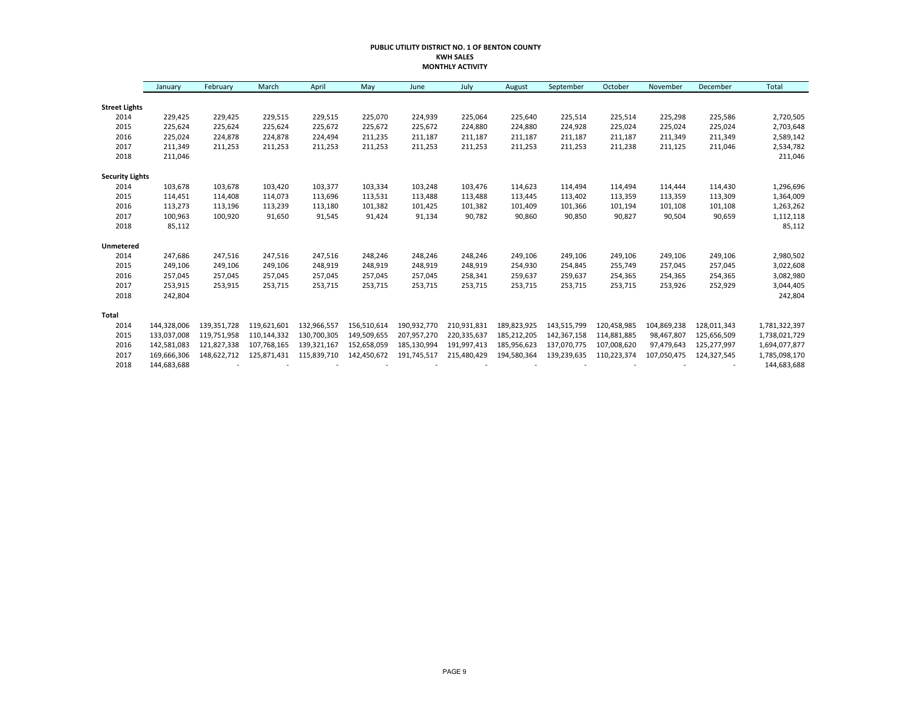**PUBLIC UTILITY DISTRICT NO. 1 OF BENTON COUNTY**
**KWH SALES**
**MONTHLY ACTIVITY**

| | January | February | March | April | May | June | July | August | September | October | November | December | Total |
|---|---|---|---|---|---|---|---|---|---|---|---|---|---|
| **Street Lights** | | | | | | | | | | | | | |
| 2014 | 229,425 | 229,425 | 229,515 | 229,515 | 225,070 | 224,939 | 225,064 | 225,640 | 225,514 | 225,514 | 225,298 | 225,586 | 2,720,505 |
| 2015 | 225,624 | 225,624 | 225,624 | 225,672 | 225,672 | 225,672 | 224,880 | 224,880 | 224,928 | 225,024 | 225,024 | 225,024 | 2,703,648 |
| 2016 | 225,024 | 224,878 | 224,878 | 224,494 | 211,235 | 211,187 | 211,187 | 211,187 | 211,187 | 211,187 | 211,349 | 211,349 | 2,589,142 |
| 2017 | 211,349 | 211,253 | 211,253 | 211,253 | 211,253 | 211,253 | 211,253 | 211,253 | 211,253 | 211,238 | 211,125 | 211,046 | 2,534,782 |
| 2018 | 211,046 | | | | | | | | | | | | 211,046 |
| **Security Lights** | | | | | | | | | | | | | |
| 2014 | 103,678 | 103,678 | 103,420 | 103,377 | 103,334 | 103,248 | 103,476 | 114,623 | 114,494 | 114,494 | 114,444 | 114,430 | 1,296,696 |
| 2015 | 114,451 | 114,408 | 114,073 | 113,696 | 113,531 | 113,488 | 113,488 | 113,445 | 113,402 | 113,359 | 113,359 | 113,309 | 1,364,009 |
| 2016 | 113,273 | 113,196 | 113,239 | 113,180 | 101,382 | 101,425 | 101,382 | 101,409 | 101,366 | 101,194 | 101,108 | 101,108 | 1,263,262 |
| 2017 | 100,963 | 100,920 | 91,650 | 91,545 | 91,424 | 91,134 | 90,782 | 90,860 | 90,850 | 90,827 | 90,504 | 90,659 | 1,112,118 |
| 2018 | 85,112 | | | | | | | | | | | | 85,112 |
| **Unmetered** | | | | | | | | | | | | | |
| 2014 | 247,686 | 247,516 | 247,516 | 247,516 | 248,246 | 248,246 | 248,246 | 249,106 | 249,106 | 249,106 | 249,106 | 249,106 | 2,980,502 |
| 2015 | 249,106 | 249,106 | 249,106 | 248,919 | 248,919 | 248,919 | 248,919 | 254,930 | 254,845 | 255,749 | 257,045 | 257,045 | 3,022,608 |
| 2016 | 257,045 | 257,045 | 257,045 | 257,045 | 257,045 | 257,045 | 258,341 | 259,637 | 259,637 | 254,365 | 254,365 | 254,365 | 3,082,980 |
| 2017 | 253,915 | 253,915 | 253,715 | 253,715 | 253,715 | 253,715 | 253,715 | 253,715 | 253,715 | 253,715 | 253,926 | 252,929 | 3,044,405 |
| 2018 | 242,804 | | | | | | | | | | | | 242,804 |
| **Total** | | | | | | | | | | | | | |
| 2014 | 144,328,006 | 139,351,728 | 119,621,601 | 132,966,557 | 156,510,614 | 190,932,770 | 210,931,831 | 189,823,925 | 143,515,799 | 120,458,985 | 104,869,238 | 128,011,343 | 1,781,322,397 |
| 2015 | 133,037,008 | 119,751,958 | 110,144,332 | 130,700,305 | 149,509,655 | 207,957,270 | 220,335,637 | 185,212,205 | 142,367,158 | 114,881,885 | 98,467,807 | 125,656,509 | 1,738,021,729 |
| 2016 | 142,581,083 | 121,827,338 | 107,768,165 | 139,321,167 | 152,658,059 | 185,130,994 | 191,997,413 | 185,956,623 | 137,070,775 | 107,008,620 | 97,479,643 | 125,277,997 | 1,694,077,877 |
| 2017 | 169,666,306 | 148,622,712 | 125,871,431 | 115,839,710 | 142,450,672 | 191,745,517 | 215,480,429 | 194,580,364 | 139,239,635 | 110,223,374 | 107,050,475 | 124,327,545 | 1,785,098,170 |
| 2018 | 144,683,688 | - | - | - | - | - | - | - | - | - | - | - | 144,683,688 |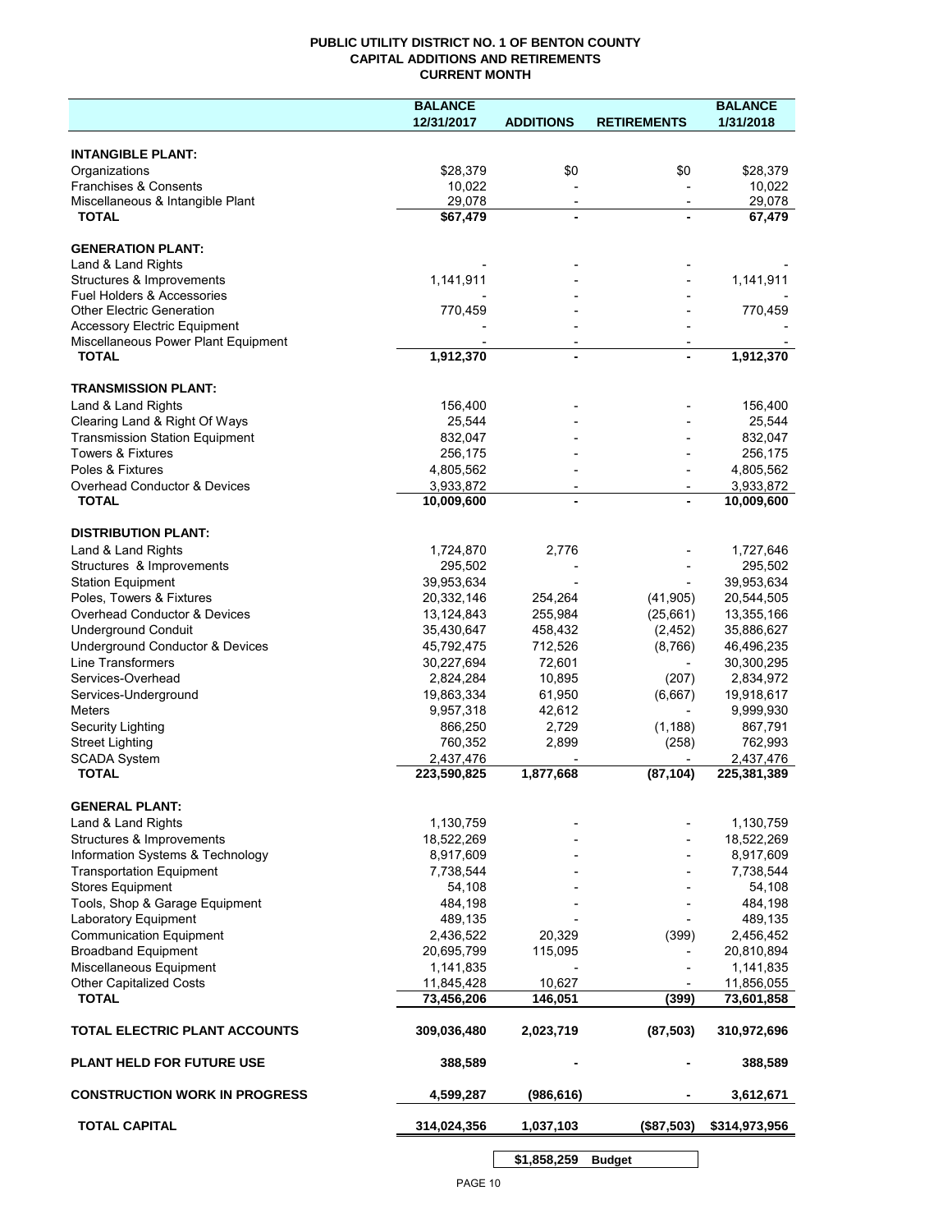**PUBLIC UTILITY DISTRICT NO. 1 OF BENTON COUNTY**
**CAPITAL ADDITIONS AND RETIREMENTS**
**CURRENT MONTH**

| | BALANCE 12/31/2017 | ADDITIONS | RETIREMENTS | BALANCE 1/31/2018 |
|---|---|---|---|---|
| **INTANGIBLE PLANT:** | | | | |
| Organizations | $28,379 | $0 | $0 | $28,379 |
| Franchises & Consents | 10,022 | - | - | 10,022 |
| Miscellaneous & Intangible Plant | 29,078 | - | - | 29,078 |
| **TOTAL** | **$67,479** | **-** | **-** | **67,479** |
| **GENERATION PLANT:** | | | | |
| Land & Land Rights | - | - | - | - |
| Structures & Improvements | 1,141,911 | - | - | 1,141,911 |
| Fuel Holders & Accessories | - | - | - | - |
| Other Electric Generation | 770,459 | - | - | 770,459 |
| Accessory Electric Equipment | - | - | - | - |
| Miscellaneous Power Plant Equipment | - | - | - | - |
| **TOTAL** | **1,912,370** | **-** | **-** | **1,912,370** |
| **TRANSMISSION PLANT:** | | | | |
| Land & Land Rights | 156,400 | - | - | 156,400 |
| Clearing Land & Right Of Ways | 25,544 | - | - | 25,544 |
| Transmission Station Equipment | 832,047 | - | - | 832,047 |
| Towers & Fixtures | 256,175 | - | - | 256,175 |
| Poles & Fixtures | 4,805,562 | - | - | 4,805,562 |
| Overhead Conductor & Devices | 3,933,872 | - | - | 3,933,872 |
| **TOTAL** | **10,009,600** | **-** | **-** | **10,009,600** |
| **DISTRIBUTION PLANT:** | | | | |
| Land & Land Rights | 1,724,870 | 2,776 | - | 1,727,646 |
| Structures & Improvements | 295,502 | - | - | 295,502 |
| Station Equipment | 39,953,634 | - | - | 39,953,634 |
| Poles, Towers & Fixtures | 20,332,146 | 254,264 | (41,905) | 20,544,505 |
| Overhead Conductor & Devices | 13,124,843 | 255,984 | (25,661) | 13,355,166 |
| Underground Conduit | 35,430,647 | 458,432 | (2,452) | 35,886,627 |
| Underground Conductor & Devices | 45,792,475 | 712,526 | (8,766) | 46,496,235 |
| Line Transformers | 30,227,694 | 72,601 | - | 30,300,295 |
| Services-Overhead | 2,824,284 | 10,895 | (207) | 2,834,972 |
| Services-Underground | 19,863,334 | 61,950 | (6,667) | 19,918,617 |
| Meters | 9,957,318 | 42,612 | - | 9,999,930 |
| Security Lighting | 866,250 | 2,729 | (1,188) | 867,791 |
| Street Lighting | 760,352 | 2,899 | (258) | 762,993 |
| SCADA System | 2,437,476 | - | - | 2,437,476 |
| **TOTAL** | **223,590,825** | **1,877,668** | **(87,104)** | **225,381,389** |
| **GENERAL PLANT:** | | | | |
| Land & Land Rights | 1,130,759 | - | - | 1,130,759 |
| Structures & Improvements | 18,522,269 | - | - | 18,522,269 |
| Information Systems & Technology | 8,917,609 | - | - | 8,917,609 |
| Transportation Equipment | 7,738,544 | - | - | 7,738,544 |
| Stores Equipment | 54,108 | - | - | 54,108 |
| Tools, Shop & Garage Equipment | 484,198 | - | - | 484,198 |
| Laboratory Equipment | 489,135 | - | - | 489,135 |
| Communication Equipment | 2,436,522 | 20,329 | (399) | 2,456,452 |
| Broadband Equipment | 20,695,799 | 115,095 | - | 20,810,894 |
| Miscellaneous Equipment | 1,141,835 | - | - | 1,141,835 |
| Other Capitalized Costs | 11,845,428 | 10,627 | - | 11,856,055 |
| **TOTAL** | **73,456,206** | **146,051** | **(399)** | **73,601,858** |
| **TOTAL ELECTRIC PLANT ACCOUNTS** | **309,036,480** | **2,023,719** | **(87,503)** | **310,972,696** |
| **PLANT HELD FOR FUTURE USE** | **388,589** | **-** | **-** | **388,589** |
| **CONSTRUCTION WORK IN PROGRESS** | **4,599,287** | **(986,616)** | **-** | **3,612,671** |
| **TOTAL CAPITAL** | **314,024,356** | **1,037,103** | **($87,503)** | **$314,973,956** |
| | | **$1,858,259** | **Budget** | |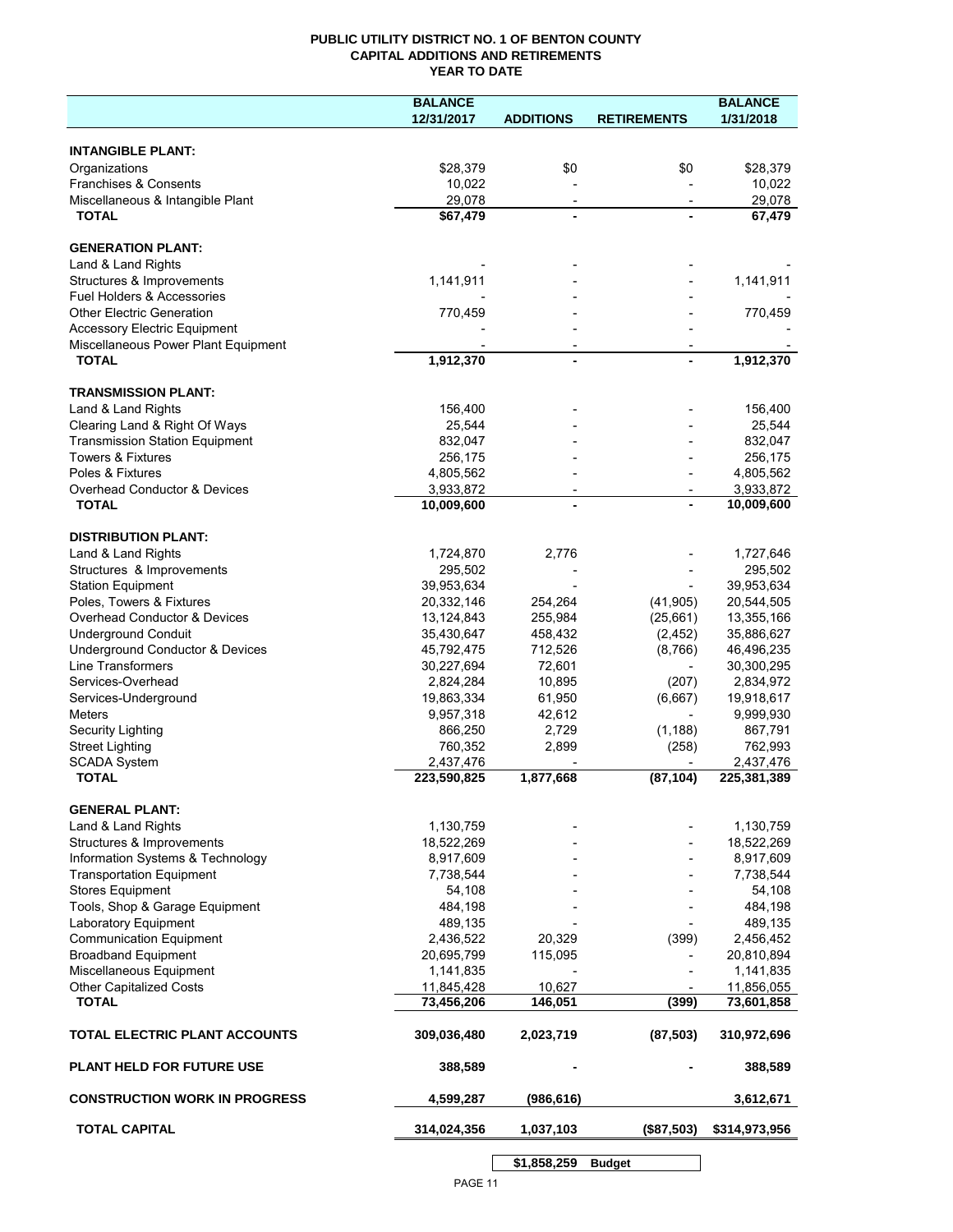**PUBLIC UTILITY DISTRICT NO. 1 OF BENTON COUNTY**
**CAPITAL ADDITIONS AND RETIREMENTS**
**YEAR TO DATE**

| | BALANCE 12/31/2017 | ADDITIONS | RETIREMENTS | BALANCE 1/31/2018 |
|---|---|---|---|---|
| **INTANGIBLE PLANT:** | | | | |
| Organizations | $28,379 | $0 | $0 | $28,379 |
| Franchises & Consents | 10,022 | - | - | 10,022 |
| Miscellaneous & Intangible Plant | 29,078 | - | - | 29,078 |
| **TOTAL** | **$67,479** | **-** | **-** | **67,479** |
| **GENERATION PLANT:** | | | | |
| Land & Land Rights | - | - | - | - |
| Structures & Improvements | 1,141,911 | - | - | 1,141,911 |
| Fuel Holders & Accessories | - | - | - | - |
| Other Electric Generation | 770,459 | - | - | 770,459 |
| Accessory Electric Equipment | - | - | - | - |
| Miscellaneous Power Plant Equipment | - | - | - | - |
| **TOTAL** | **1,912,370** | **-** | **-** | **1,912,370** |
| **TRANSMISSION PLANT:** | | | | |
| Land & Land Rights | 156,400 | - | - | 156,400 |
| Clearing Land & Right Of Ways | 25,544 | - | - | 25,544 |
| Transmission Station Equipment | 832,047 | - | - | 832,047 |
| Towers & Fixtures | 256,175 | - | - | 256,175 |
| Poles & Fixtures | 4,805,562 | - | - | 4,805,562 |
| Overhead Conductor & Devices | 3,933,872 | - | - | 3,933,872 |
| **TOTAL** | **10,009,600** | **-** | **-** | **10,009,600** |
| **DISTRIBUTION PLANT:** | | | | |
| Land & Land Rights | 1,724,870 | 2,776 | - | 1,727,646 |
| Structures & Improvements | 295,502 | - | - | 295,502 |
| Station Equipment | 39,953,634 | - | - | 39,953,634 |
| Poles, Towers & Fixtures | 20,332,146 | 254,264 | (41,905) | 20,544,505 |
| Overhead Conductor & Devices | 13,124,843 | 255,984 | (25,661) | 13,355,166 |
| Underground Conduit | 35,430,647 | 458,432 | (2,452) | 35,886,627 |
| Underground Conductor & Devices | 45,792,475 | 712,526 | (8,766) | 46,496,235 |
| Line Transformers | 30,227,694 | 72,601 | - | 30,300,295 |
| Services-Overhead | 2,824,284 | 10,895 | (207) | 2,834,972 |
| Services-Underground | 19,863,334 | 61,950 | (6,667) | 19,918,617 |
| Meters | 9,957,318 | 42,612 | - | 9,999,930 |
| Security Lighting | 866,250 | 2,729 | (1,188) | 867,791 |
| Street Lighting | 760,352 | 2,899 | (258) | 762,993 |
| SCADA System | 2,437,476 | - | - | 2,437,476 |
| **TOTAL** | **223,590,825** | **1,877,668** | **(87,104)** | **225,381,389** |
| **GENERAL PLANT:** | | | | |
| Land & Land Rights | 1,130,759 | - | - | 1,130,759 |
| Structures & Improvements | 18,522,269 | - | - | 18,522,269 |
| Information Systems & Technology | 8,917,609 | - | - | 8,917,609 |
| Transportation Equipment | 7,738,544 | - | - | 7,738,544 |
| Stores Equipment | 54,108 | - | - | 54,108 |
| Tools, Shop & Garage Equipment | 484,198 | - | - | 484,198 |
| Laboratory Equipment | 489,135 | - | - | 489,135 |
| Communication Equipment | 2,436,522 | 20,329 | (399) | 2,456,452 |
| Broadband Equipment | 20,695,799 | 115,095 | - | 20,810,894 |
| Miscellaneous Equipment | 1,141,835 | - | - | 1,141,835 |
| Other Capitalized Costs | 11,845,428 | 10,627 | - | 11,856,055 |
| **TOTAL** | **73,456,206** | **146,051** | **(399)** | **73,601,858** |
| **TOTAL ELECTRIC PLANT ACCOUNTS** | **309,036,480** | **2,023,719** | **(87,503)** | **310,972,696** |
| **PLANT HELD FOR FUTURE USE** | **388,589** | **-** | **-** | **388,589** |
| **CONSTRUCTION WORK IN PROGRESS** | **4,599,287** | **(986,616)** | | **3,612,671** |
| **TOTAL CAPITAL** | **314,024,356** | **1,037,103** | **($87,503)** | **$314,973,956** |
| | | **$1,858,259** | **Budget** | |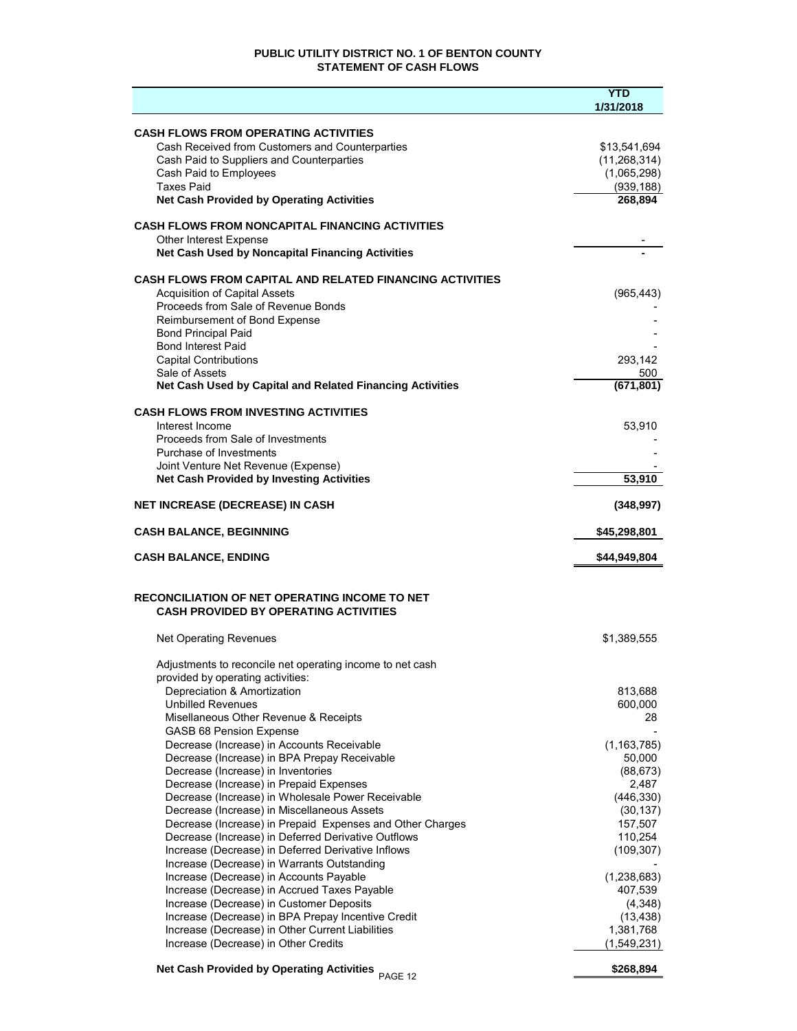# PUBLIC UTILITY DISTRICT NO. 1 OF BENTON COUNTY
## STATEMENT OF CASH FLOWS

| | YTD 1/31/2018 |
|---|---|
| **CASH FLOWS FROM OPERATING ACTIVITIES** | |
| Cash Received from Customers and Counterparties | $13,541,694 |
| Cash Paid to Suppliers and Counterparties | (11,268,314) |
| Cash Paid to Employees | (1,065,298) |
| Taxes Paid | (939,188) |
| **Net Cash Provided by Operating Activities** | **268,894** |
| **CASH FLOWS FROM NONCAPITAL FINANCING ACTIVITIES** | |
| Other Interest Expense | - |
| **Net Cash Used by Noncapital Financing Activities** | **-** |
| **CASH FLOWS FROM CAPITAL AND RELATED FINANCING ACTIVITIES** | |
| Acquisition of Capital Assets | (965,443) |
| Proceeds from Sale of Revenue Bonds | - |
| Reimbursement of Bond Expense | - |
| Bond Principal Paid | - |
| Bond Interest Paid | - |
| Capital Contributions | 293,142 |
| Sale of Assets | 500 |
| **Net Cash Used by Capital and Related Financing Activities** | **(671,801)** |
| **CASH FLOWS FROM INVESTING ACTIVITIES** | |
| Interest Income | 53,910 |
| Proceeds from Sale of Investments | - |
| Purchase of Investments | - |
| Joint Venture Net Revenue (Expense) | - |
| **Net Cash Provided by Investing Activities** | **53,910** |
| **NET INCREASE (DECREASE) IN CASH** | **(348,997)** |
| **CASH BALANCE, BEGINNING** | **$45,298,801** |
| **CASH BALANCE, ENDING** | **$44,949,804** |

## RECONCILIATION OF NET OPERATING INCOME TO NET CASH PROVIDED BY OPERATING ACTIVITIES

| | |
|---|---|
| Net Operating Revenues | $1,389,555 |
| Adjustments to reconcile net operating income to net cash provided by operating activities: | |
| Depreciation & Amortization | 813,688 |
| Unbilled Revenues | 600,000 |
| Misellaneous Other Revenue & Receipts | 28 |
| GASB 68 Pension Expense | - |
| Decrease (Increase) in Accounts Receivable | (1,163,785) |
| Decrease (Increase) in BPA Prepay Receivable | 50,000 |
| Decrease (Increase) in Inventories | (88,673) |
| Decrease (Increase) in Prepaid Expenses | 2,487 |
| Decrease (Increase) in Wholesale Power Receivable | (446,330) |
| Decrease (Increase) in Miscellaneous Assets | (30,137) |
| Decrease (Increase) in Prepaid Expenses and Other Charges | 157,507 |
| Decrease (Increase) in Deferred Derivative Outflows | 110,254 |
| Increase (Decrease) in Deferred Derivative Inflows | (109,307) |
| Increase (Decrease) in Warrants Outstanding | - |
| Increase (Decrease) in Accounts Payable | (1,238,683) |
| Increase (Decrease) in Accrued Taxes Payable | 407,539 |
| Increase (Decrease) in Customer Deposits | (4,348) |
| Increase (Decrease) in BPA Prepay Incentive Credit | (13,438) |
| Increase (Decrease) in Other Current Liabilities | 1,381,768 |
| Increase (Decrease) in Other Credits | (1,549,231) |
| **Net Cash Provided by Operating Activities** | **$268,894** |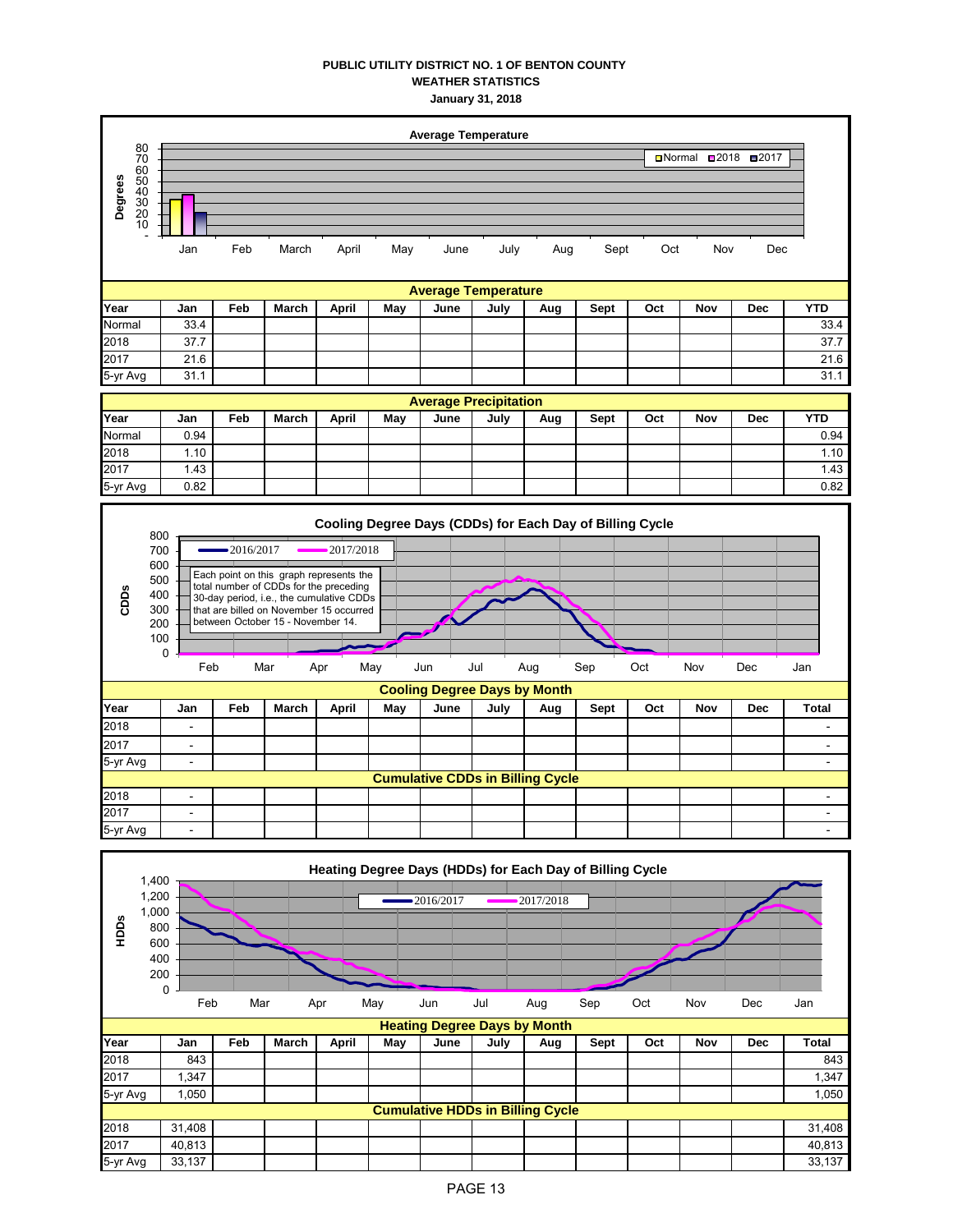# PUBLIC UTILITY DISTRICT NO. 1 OF BENTON COUNTY

## WEATHER STATISTICS

### January 31, 2018

**Average Temperature**

| Year | Jan | Feb | March | April | May | June | July | Aug | Sept | Oct | Nov | Dec | YTD |
|---|---|---|---|---|---|---|---|---|---|---|---|---|---|
| Normal | 33.4 | | | | | | | | | | | | 33.4 |
| 2018 | 37.7 | | | | | | | | | | | | 37.7 |
| 2017 | 21.6 | | | | | | | | | | | | 21.6 |
| 5-yr Avg | 31.1 | | | | | | | | | | | | 31.1 |

**Average Precipitation**

| Year | Jan | Feb | March | April | May | June | July | Aug | Sept | Oct | Nov | Dec | YTD |
|---|---|---|---|---|---|---|---|---|---|---|---|---|---|
| Normal | 0.94 | | | | | | | | | | | | 0.94 |
| 2018 | 1.10 | | | | | | | | | | | | 1.10 |
| 2017 | 1.43 | | | | | | | | | | | | 1.43 |
| 5-yr Avg | 0.82 | | | | | | | | | | | | 0.82 |

**Cooling Degree Days (CDDs) for Each Day of Billing Cycle**

Each point on this graph represents the total number of CDDs for the preceding 30-day period, i.e., the cumulative CDDs that are billed on November 15 occurred between October 15 - November 14.

**Cooling Degree Days by Month**

| Year | Jan | Feb | March | April | May | June | July | Aug | Sept | Oct | Nov | Dec | Total |
|---|---|---|---|---|---|---|---|---|---|---|---|---|---|
| 2018 | - | | | | | | | | | | | | - |
| 2017 | - | | | | | | | | | | | | - |
| 5-yr Avg | - | | | | | | | | | | | | - |
| **Cumulative CDDs in Billing Cycle** | | | | | | | | | | | | | |
| 2018 | - | | | | | | | | | | | | - |
| 2017 | - | | | | | | | | | | | | - |
| 5-yr Avg | - | | | | | | | | | | | | - |

**Heating Degree Days (HDDs) for Each Day of Billing Cycle**

**Heating Degree Days by Month**

| Year | Jan | Feb | March | April | May | June | July | Aug | Sept | Oct | Nov | Dec | Total |
|---|---|---|---|---|---|---|---|---|---|---|---|---|---|
| 2018 | 843 | | | | | | | | | | | | 843 |
| 2017 | 1,347 | | | | | | | | | | | | 1,347 |
| 5-yr Avg | 1,050 | | | | | | | | | | | | 1,050 |
| **Cumulative HDDs in Billing Cycle** | | | | | | | | | | | | | |
| 2018 | 31,408 | | | | | | | | | | | | 31,408 |
| 2017 | 40,813 | | | | | | | | | | | | 40,813 |
| 5-yr Avg | 33,137 | | | | | | | | | | | | 33,137 |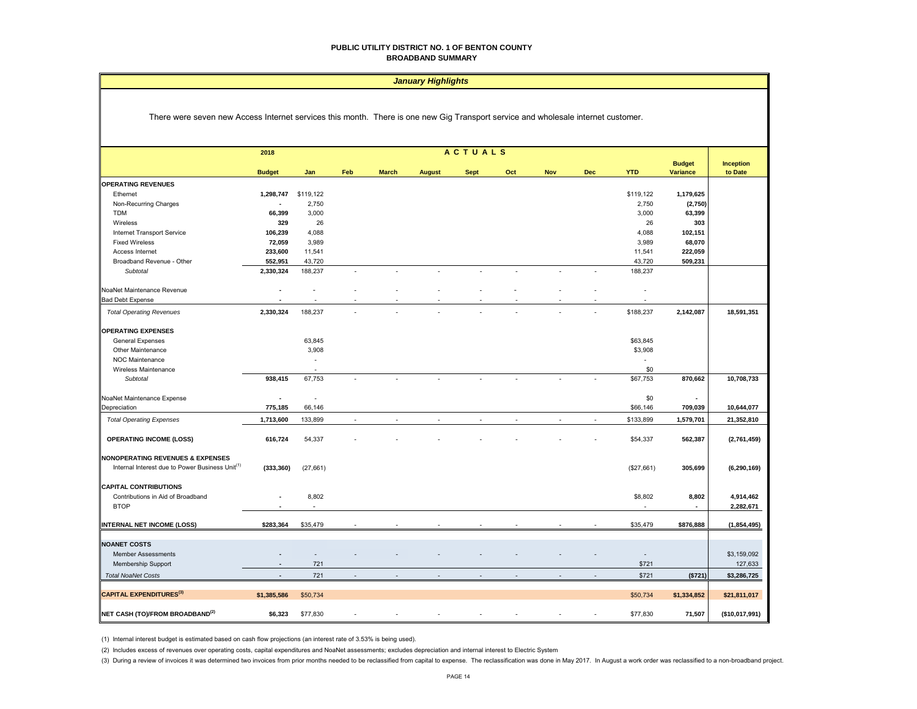# PUBLIC UTILITY DISTRICT NO. 1 OF BENTON COUNTY
## BROADBAND SUMMARY

### *January Highlights*

There were seven new Access Internet services this month. There is one new Gig Transport service and wholesale internet customer.

| | 2018 | ACTUALS | | | | | | | | | | |
|---|---|---|---|---|---|---|---|---|---|---|---|---|
| | **Budget** | **Jan** | **Feb** | **March** | **August** | **Sept** | **Oct** | **Nov** | **Dec** | **YTD** | **Budget Variance** | **Inception to Date** |
| **OPERATING REVENUES** | | | | | | | | | | | | |
| Ethernet | **1,298,747** | $119,122 | | | | | | | | $119,122 | **1,179,625** | |
| Non-Recurring Charges | **-** | 2,750 | | | | | | | | 2,750 | **(2,750)** | |
| TDM | **66,399** | 3,000 | | | | | | | | 3,000 | **63,399** | |
| Wireless | **329** | 26 | | | | | | | | 26 | **303** | |
| Internet Transport Service | **106,239** | 4,088 | | | | | | | | 4,088 | **102,151** | |
| Fixed Wireless | **72,059** | 3,989 | | | | | | | | 3,989 | **68,070** | |
| Access Internet | **233,600** | 11,541 | | | | | | | | 11,541 | **222,059** | |
| Broadband Revenue - Other | **552,951** | 43,720 | | | | | | | | 43,720 | **509,231** | |
| *Subtotal* | **2,330,324** | 188,237 | - | - | - | - | - | - | - | 188,237 | | |
| NoaNet Maintenance Revenue | **-** | - | - | - | - | - | - | - | - | - | | |
| Bad Debt Expense | **-** | - | - | - | - | - | - | - | - | - | | |
| *Total Operating Revenues* | **2,330,324** | 188,237 | - | - | - | - | - | - | - | $188,237 | **2,142,087** | **18,591,351** |
| **OPERATING EXPENSES** | | | | | | | | | | | | |
| General Expenses | | 63,845 | | | | | | | | $63,845 | | |
| Other Maintenance | | 3,908 | | | | | | | | $3,908 | | |
| NOC Maintenance | | - | | | | | | | | - | | |
| Wireless Maintenance | | - | | | | | | | | $0 | | |
| *Subtotal* | **938,415** | 67,753 | - | - | - | - | - | - | - | $67,753 | **870,662** | **10,708,733** |
| NoaNet Maintenance Expense | **-** | - | | | | | | | | $0 | **-** | |
| Depreciation | **775,185** | 66,146 | | | | | | | | $66,146 | **709,039** | **10,644,077** |
| *Total Operating Expenses* | **1,713,600** | 133,899 | - | - | - | - | - | - | - | $133,899 | **1,579,701** | **21,352,810** |
| **OPERATING INCOME (LOSS)** | **616,724** | 54,337 | - | - | - | - | - | - | - | $54,337 | **562,387** | **(2,761,459)** |
| **NONOPERATING REVENUES & EXPENSES** | | | | | | | | | | | | |
| Internal Interest due to Power Business Unit[1] | **(333,360)** | (27,661) | | | | | | | | ($27,661) | **305,699** | **(6,290,169)** |
| **CAPITAL CONTRIBUTIONS** | | | | | | | | | | | | |
| Contributions in Aid of Broadband | **-** | 8,802 | | | | | | | | $8,802 | **8,802** | **4,914,462** |
| BTOP | **-** | - | | | | | | | | - | **-** | **2,282,671** |
| **INTERNAL NET INCOME (LOSS)** | **$283,364** | $35,479 | - | - | - | - | - | - | - | $35,479 | **$876,888** | **(1,854,495)** |
| **NOANET COSTS** | | | | | | | | | | | | |
| Member Assessments | **-** | - | - | - | - | - | - | - | - | - | | $3,159,092 |
| Membership Support | **-** | 721 | | | | | | | | $721 | | 127,633 |
| *Total NoaNet Costs* | **-** | 721 | - | - | - | - | - | - | - | $721 | **($721)** | **$3,286,725** |
| **CAPITAL EXPENDITURES[3]** | **$1,385,586** | $50,734 | | | | | | | | $50,734 | **$1,334,852** | **$21,811,017** |
| **NET CASH (TO)/FROM BROADBAND[2]** | **$6,323** | $77,830 | - | - | - | - | - | - | - | $77,830 | **71,507** | **($10,017,991)** |

(1) Internal interest budget is estimated based on cash flow projections (an interest rate of 3.53% is being used).

(2) Includes excess of revenues over operating costs, capital expenditures and NoaNet assessments; excludes depreciation and internal interest to Electric System

(3) During a review of invoices it was determined two invoices from prior months needed to be reclassified from capital to expense. The reclassification was done in May 2017. In August a work order was reclassified to a non-broadband project.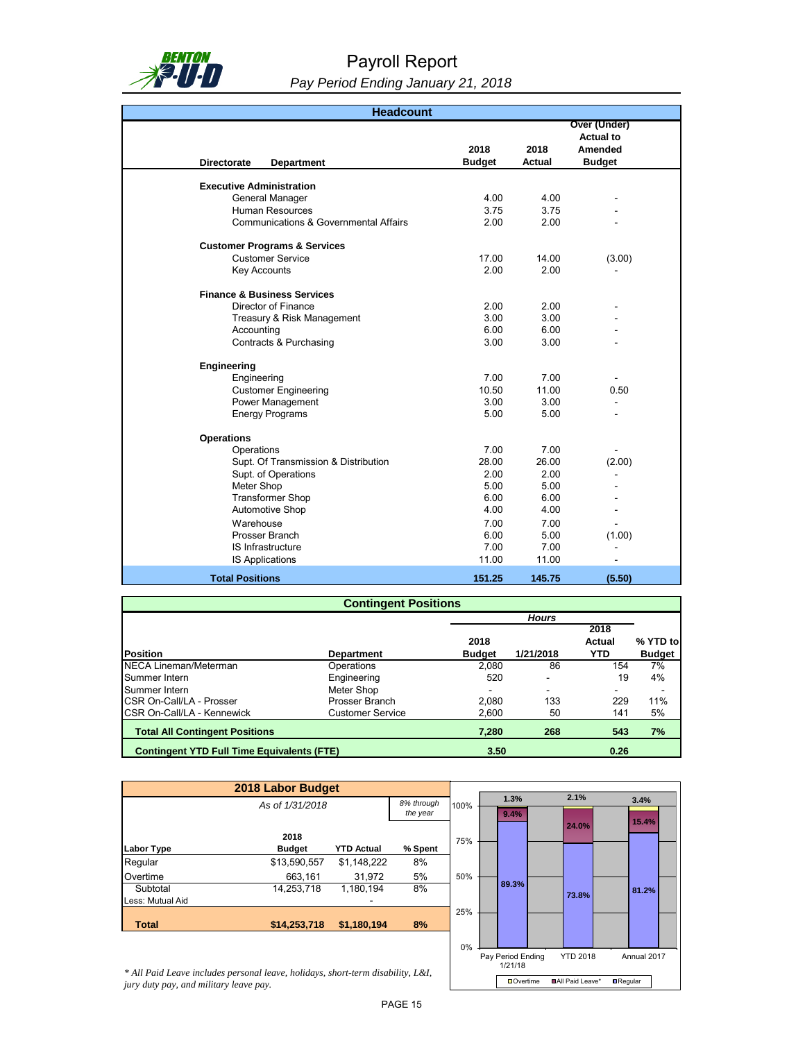# Payroll Report

*Pay Period Ending January 21, 2018*

## Headcount

| Directorate / Department | 2018 Budget | 2018 Actual | Over (Under) Actual to Amended Budget |
|---|---|---|---|
| **Executive Administration** | | | |
| General Manager | 4.00 | 4.00 | - |
| Human Resources | 3.75 | 3.75 | - |
| Communications & Governmental Affairs | 2.00 | 2.00 | - |
| **Customer Programs & Services** | | | |
| Customer Service | 17.00 | 14.00 | (3.00) |
| Key Accounts | 2.00 | 2.00 | - |
| **Finance & Business Services** | | | |
| Director of Finance | 2.00 | 2.00 | - |
| Treasury & Risk Management | 3.00 | 3.00 | - |
| Accounting | 6.00 | 6.00 | - |
| Contracts & Purchasing | 3.00 | 3.00 | - |
| **Engineering** | | | |
| Engineering | 7.00 | 7.00 | - |
| Customer Engineering | 10.50 | 11.00 | 0.50 |
| Power Management | 3.00 | 3.00 | - |
| Energy Programs | 5.00 | 5.00 | - |
| **Operations** | | | |
| Operations | 7.00 | 7.00 | - |
| Supt. Of Transmission & Distribution | 28.00 | 26.00 | (2.00) |
| Supt. of Operations | 2.00 | 2.00 | - |
| Meter Shop | 5.00 | 5.00 | - |
| Transformer Shop | 6.00 | 6.00 | - |
| Automotive Shop | 4.00 | 4.00 | - |
| Warehouse | 7.00 | 7.00 | - |
| Prosser Branch | 6.00 | 5.00 | (1.00) |
| IS Infrastructure | 7.00 | 7.00 | - |
| IS Applications | 11.00 | 11.00 | - |
| **Total Positions** | **151.25** | **145.75** | **(5.50)** |

## Contingent Positions

| Position | Department | Hours: 2018 Budget | Hours: 1/21/2018 | Hours: 2018 Actual YTD | % YTD to Budget |
|---|---|---|---|---|---|
| NECA Lineman/Meterman | Operations | 2,080 | 86 | 154 | 7% |
| Summer Intern | Engineering | 520 | - | 19 | 4% |
| Summer Intern | Meter Shop | - | - | - | - |
| CSR On-Call/LA - Prosser | Prosser Branch | 2,080 | 133 | 229 | 11% |
| CSR On-Call/LA - Kennewick | Customer Service | 2,600 | 50 | 141 | 5% |
| **Total All Contingent Positions** | | **7,280** | **268** | **543** | **7%** |
| **Contingent YTD Full Time Equivalents (FTE)** | | **3.50** | | **0.26** | |

## 2018 Labor Budget

*As of 1/31/2018* — *8% through the year*

| Labor Type | 2018 Budget | YTD Actual | % Spent |
|---|---|---|---|
| Regular | $13,590,557 | $1,148,222 | 8% |
| Overtime | 663,161 | 31,972 | 5% |
| Subtotal | 14,253,718 | 1,180,194 | 8% |
| Less: Mutual Aid | | - | |
| **Total** | **$14,253,718** | **$1,180,194** | **8%** |

100%
75%
50%
25%
0%

Pay Period Ending 1/21/18: 1.3%, 9.4%, 89.3%
YTD 2018: 2.1%, 24.0%, 73.8%
Annual 2017: 3.4%, 15.4%, 81.2%

Overtime | All Paid Leave* | Regular

*\* All Paid Leave includes personal leave, holidays, short-term disability, L&I, jury duty pay, and military leave pay.*